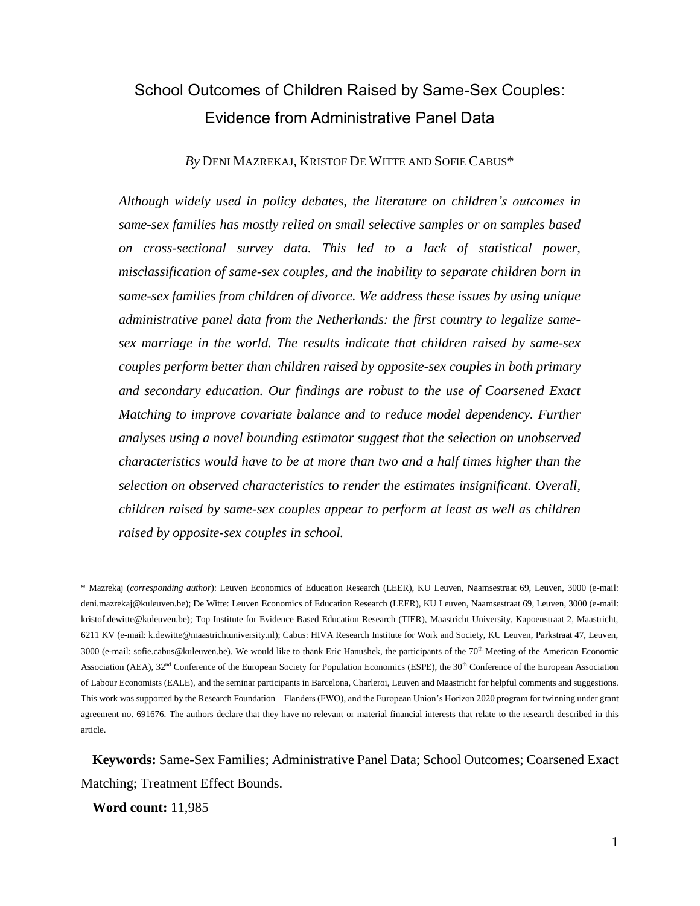# School Outcomes of Children Raised by Same-Sex Couples: Evidence from Administrative Panel Data

*By* DENI MAZREKAJ, KRISTOF DE WITTE AND SOFIE CABUS*

*Although widely used in policy debates, the literature on children's outcomes in same-sex families has mostly relied on small selective samples or on samples based on cross-sectional survey data. This led to a lack of statistical power, misclassification of same-sex couples, and the inability to separate children born in same-sex families from children of divorce. We address these issues by using unique administrative panel data from the Netherlands: the first country to legalize same-sex marriage in the world. The results indicate that children raised by same-sex couples perform better than children raised by opposite-sex couples in both primary and secondary education. Our findings are robust to the use of Coarsened Exact Matching to improve covariate balance and to reduce model dependency. Further analyses using a novel bounding estimator suggest that the selection on unobserved characteristics would have to be at more than two and a half times higher than the selection on observed characteristics to render the estimates insignificant. Overall, children raised by same-sex couples appear to perform at least as well as children raised by opposite-sex couples in school.*

\* Mazrekaj (*corresponding author*): Leuven Economics of Education Research (LEER), KU Leuven, Naamsestraat 69, Leuven, 3000 (e-mail: deni.mazrekaj@kuleuven.be); De Witte: Leuven Economics of Education Research (LEER), KU Leuven, Naamsestraat 69, Leuven, 3000 (e-mail: kristof.dewitte@kuleuven.be); Top Institute for Evidence Based Education Research (TIER), Maastricht University, Kapoenstraat 2, Maastricht, 6211 KV (e-mail: k.dewitte@maastrichtuniversity.nl); Cabus: HIVA Research Institute for Work and Society, KU Leuven, Parkstraat 47, Leuven, 3000 (e-mail: sofie.cabus@kuleuven.be). We would like to thank Eric Hanushek, the participants of the 70th Meeting of the American Economic Association (AEA), 32nd Conference of the European Society for Population Economics (ESPE), the 30th Conference of the European Association of Labour Economists (EALE), and the seminar participants in Barcelona, Charleroi, Leuven and Maastricht for helpful comments and suggestions. This work was supported by the Research Foundation – Flanders (FWO), and the European Union's Horizon 2020 program for twinning under grant agreement no. 691676. The authors declare that they have no relevant or material financial interests that relate to the research described in this article.

**Keywords:** Same-Sex Families; Administrative Panel Data; School Outcomes; Coarsened Exact Matching; Treatment Effect Bounds.

**Word count:** 11,985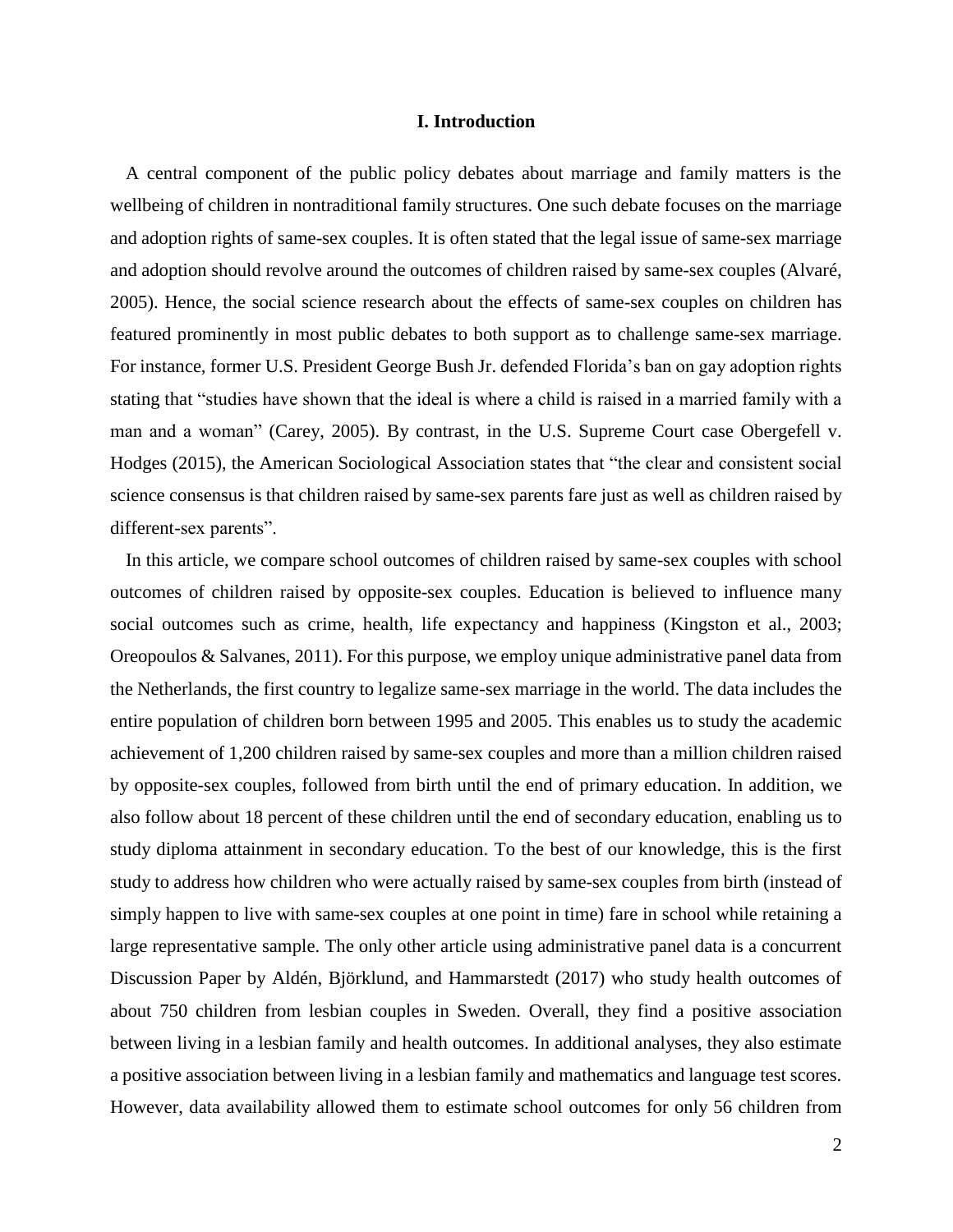## I. Introduction

A central component of the public policy debates about marriage and family matters is the wellbeing of children in nontraditional family structures. One such debate focuses on the marriage and adoption rights of same-sex couples. It is often stated that the legal issue of same-sex marriage and adoption should revolve around the outcomes of children raised by same-sex couples (Alvaré, 2005). Hence, the social science research about the effects of same-sex couples on children has featured prominently in most public debates to both support as to challenge same-sex marriage. For instance, former U.S. President George Bush Jr. defended Florida's ban on gay adoption rights stating that "studies have shown that the ideal is where a child is raised in a married family with a man and a woman" (Carey, 2005). By contrast, in the U.S. Supreme Court case Obergefell v. Hodges (2015), the American Sociological Association states that "the clear and consistent social science consensus is that children raised by same-sex parents fare just as well as children raised by different-sex parents".

In this article, we compare school outcomes of children raised by same-sex couples with school outcomes of children raised by opposite-sex couples. Education is believed to influence many social outcomes such as crime, health, life expectancy and happiness (Kingston et al., 2003; Oreopoulos & Salvanes, 2011). For this purpose, we employ unique administrative panel data from the Netherlands, the first country to legalize same-sex marriage in the world. The data includes the entire population of children born between 1995 and 2005. This enables us to study the academic achievement of 1,200 children raised by same-sex couples and more than a million children raised by opposite-sex couples, followed from birth until the end of primary education. In addition, we also follow about 18 percent of these children until the end of secondary education, enabling us to study diploma attainment in secondary education. To the best of our knowledge, this is the first study to address how children who were actually raised by same-sex couples from birth (instead of simply happen to live with same-sex couples at one point in time) fare in school while retaining a large representative sample. The only other article using administrative panel data is a concurrent Discussion Paper by Aldén, Björklund, and Hammarstedt (2017) who study health outcomes of about 750 children from lesbian couples in Sweden. Overall, they find a positive association between living in a lesbian family and health outcomes. In additional analyses, they also estimate a positive association between living in a lesbian family and mathematics and language test scores. However, data availability allowed them to estimate school outcomes for only 56 children from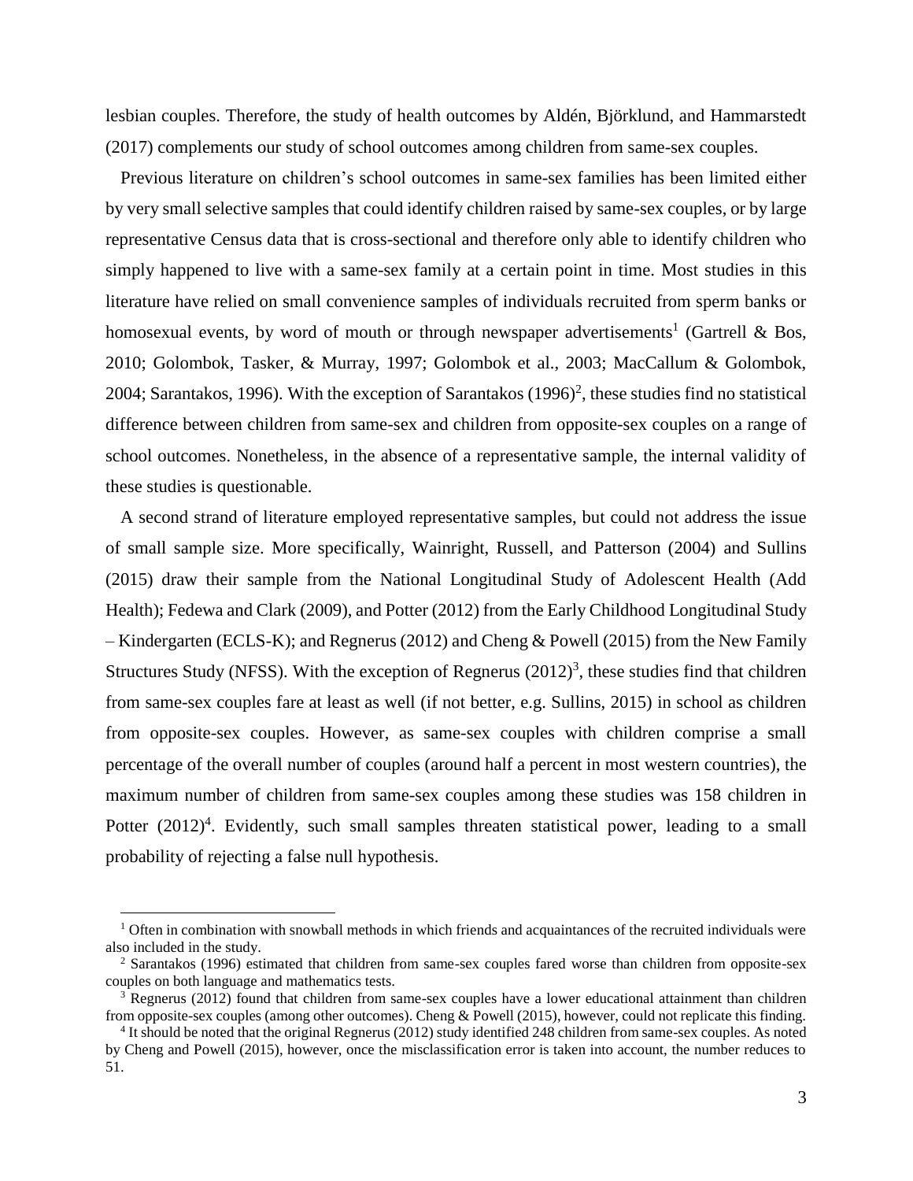lesbian couples. Therefore, the study of health outcomes by Aldén, Björklund, and Hammarstedt (2017) complements our study of school outcomes among children from same-sex couples.

Previous literature on children's school outcomes in same-sex families has been limited either by very small selective samples that could identify children raised by same-sex couples, or by large representative Census data that is cross-sectional and therefore only able to identify children who simply happened to live with a same-sex family at a certain point in time. Most studies in this literature have relied on small convenience samples of individuals recruited from sperm banks or homosexual events, by word of mouth or through newspaper advertisements[1] (Gartrell & Bos, 2010; Golombok, Tasker, & Murray, 1997; Golombok et al., 2003; MacCallum & Golombok, 2004; Sarantakos, 1996). With the exception of Sarantakos (1996)[2], these studies find no statistical difference between children from same-sex and children from opposite-sex couples on a range of school outcomes. Nonetheless, in the absence of a representative sample, the internal validity of these studies is questionable.

A second strand of literature employed representative samples, but could not address the issue of small sample size. More specifically, Wainright, Russell, and Patterson (2004) and Sullins (2015) draw their sample from the National Longitudinal Study of Adolescent Health (Add Health); Fedewa and Clark (2009), and Potter (2012) from the Early Childhood Longitudinal Study – Kindergarten (ECLS-K); and Regnerus (2012) and Cheng & Powell (2015) from the New Family Structures Study (NFSS). With the exception of Regnerus (2012)[3], these studies find that children from same-sex couples fare at least as well (if not better, e.g. Sullins, 2015) in school as children from opposite-sex couples. However, as same-sex couples with children comprise a small percentage of the overall number of couples (around half a percent in most western countries), the maximum number of children from same-sex couples among these studies was 158 children in Potter (2012)[4]. Evidently, such small samples threaten statistical power, leading to a small probability of rejecting a false null hypothesis.

---

[1] Often in combination with snowball methods in which friends and acquaintances of the recruited individuals were also included in the study.

[2] Sarantakos (1996) estimated that children from same-sex couples fared worse than children from opposite-sex couples on both language and mathematics tests.

[3] Regnerus (2012) found that children from same-sex couples have a lower educational attainment than children from opposite-sex couples (among other outcomes). Cheng & Powell (2015), however, could not replicate this finding.

[4] It should be noted that the original Regnerus (2012) study identified 248 children from same-sex couples. As noted by Cheng and Powell (2015), however, once the misclassification error is taken into account, the number reduces to 51.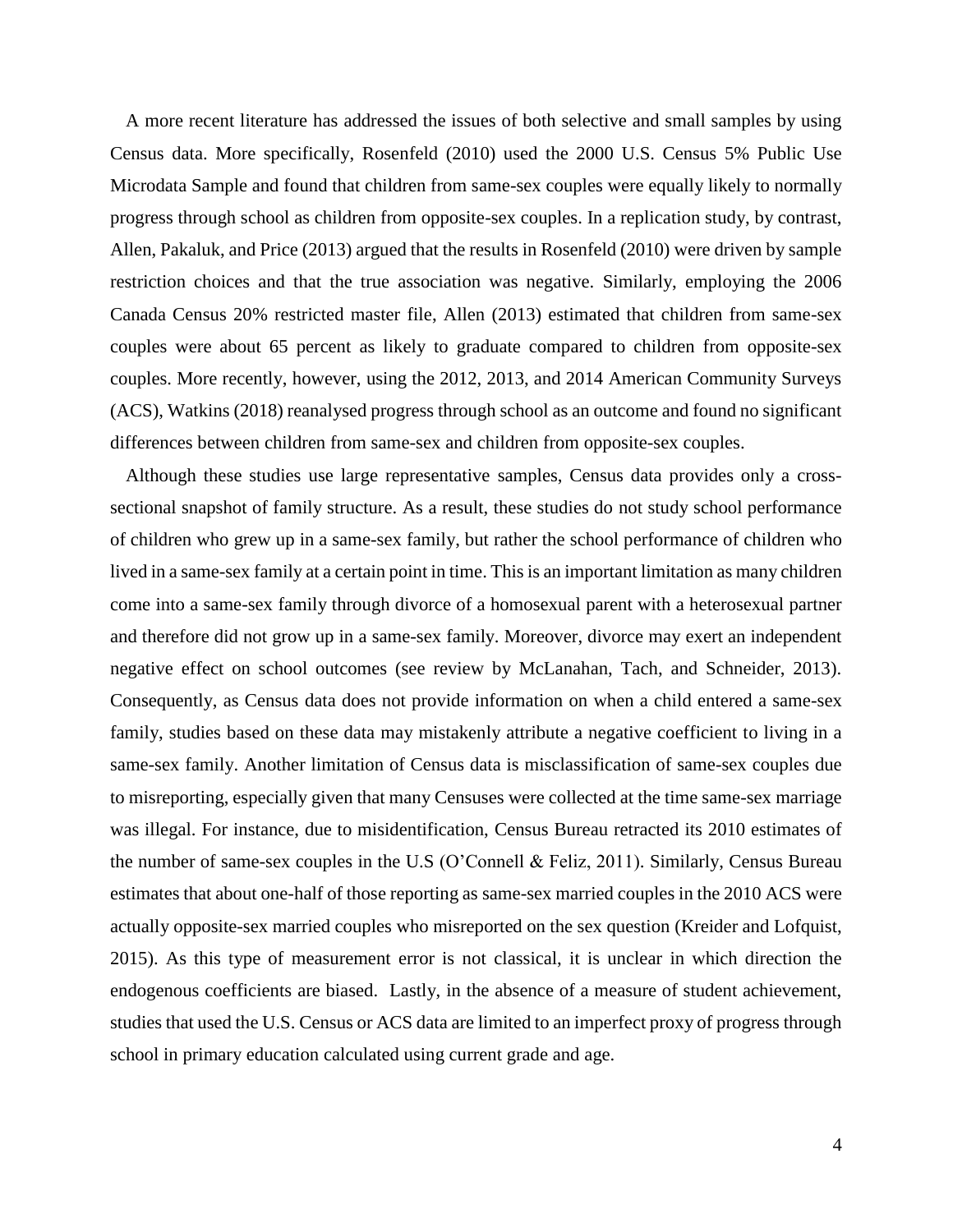A more recent literature has addressed the issues of both selective and small samples by using Census data. More specifically, Rosenfeld (2010) used the 2000 U.S. Census 5% Public Use Microdata Sample and found that children from same-sex couples were equally likely to normally progress through school as children from opposite-sex couples. In a replication study, by contrast, Allen, Pakaluk, and Price (2013) argued that the results in Rosenfeld (2010) were driven by sample restriction choices and that the true association was negative. Similarly, employing the 2006 Canada Census 20% restricted master file, Allen (2013) estimated that children from same-sex couples were about 65 percent as likely to graduate compared to children from opposite-sex couples. More recently, however, using the 2012, 2013, and 2014 American Community Surveys (ACS), Watkins (2018) reanalysed progress through school as an outcome and found no significant differences between children from same-sex and children from opposite-sex couples.

Although these studies use large representative samples, Census data provides only a cross-sectional snapshot of family structure. As a result, these studies do not study school performance of children who grew up in a same-sex family, but rather the school performance of children who lived in a same-sex family at a certain point in time. This is an important limitation as many children come into a same-sex family through divorce of a homosexual parent with a heterosexual partner and therefore did not grow up in a same-sex family. Moreover, divorce may exert an independent negative effect on school outcomes (see review by McLanahan, Tach, and Schneider, 2013). Consequently, as Census data does not provide information on when a child entered a same-sex family, studies based on these data may mistakenly attribute a negative coefficient to living in a same-sex family. Another limitation of Census data is misclassification of same-sex couples due to misreporting, especially given that many Censuses were collected at the time same-sex marriage was illegal. For instance, due to misidentification, Census Bureau retracted its 2010 estimates of the number of same-sex couples in the U.S (O'Connell & Feliz, 2011). Similarly, Census Bureau estimates that about one-half of those reporting as same-sex married couples in the 2010 ACS were actually opposite-sex married couples who misreported on the sex question (Kreider and Lofquist, 2015). As this type of measurement error is not classical, it is unclear in which direction the endogenous coefficients are biased. Lastly, in the absence of a measure of student achievement, studies that used the U.S. Census or ACS data are limited to an imperfect proxy of progress through school in primary education calculated using current grade and age.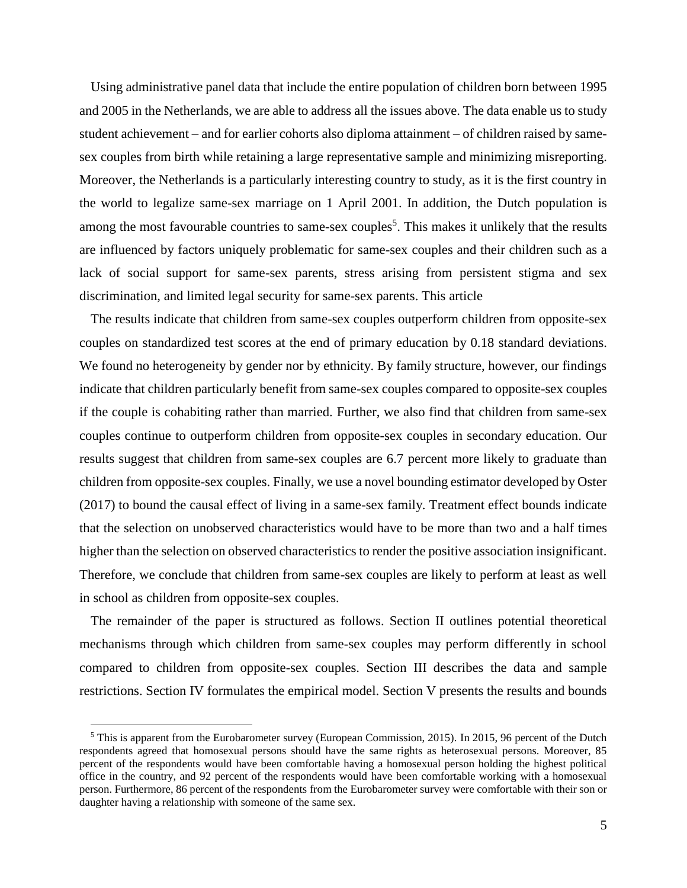Using administrative panel data that include the entire population of children born between 1995 and 2005 in the Netherlands, we are able to address all the issues above. The data enable us to study student achievement – and for earlier cohorts also diploma attainment – of children raised by same-sex couples from birth while retaining a large representative sample and minimizing misreporting. Moreover, the Netherlands is a particularly interesting country to study, as it is the first country in the world to legalize same-sex marriage on 1 April 2001. In addition, the Dutch population is among the most favourable countries to same-sex couples[5]. This makes it unlikely that the results are influenced by factors uniquely problematic for same-sex couples and their children such as a lack of social support for same-sex parents, stress arising from persistent stigma and sex discrimination, and limited legal security for same-sex parents. This article

The results indicate that children from same-sex couples outperform children from opposite-sex couples on standardized test scores at the end of primary education by 0.18 standard deviations. We found no heterogeneity by gender nor by ethnicity. By family structure, however, our findings indicate that children particularly benefit from same-sex couples compared to opposite-sex couples if the couple is cohabiting rather than married. Further, we also find that children from same-sex couples continue to outperform children from opposite-sex couples in secondary education. Our results suggest that children from same-sex couples are 6.7 percent more likely to graduate than children from opposite-sex couples. Finally, we use a novel bounding estimator developed by Oster (2017) to bound the causal effect of living in a same-sex family. Treatment effect bounds indicate that the selection on unobserved characteristics would have to be more than two and a half times higher than the selection on observed characteristics to render the positive association insignificant. Therefore, we conclude that children from same-sex couples are likely to perform at least as well in school as children from opposite-sex couples.

The remainder of the paper is structured as follows. Section II outlines potential theoretical mechanisms through which children from same-sex couples may perform differently in school compared to children from opposite-sex couples. Section III describes the data and sample restrictions. Section IV formulates the empirical model. Section V presents the results and bounds

[5] This is apparent from the Eurobarometer survey (European Commission, 2015). In 2015, 96 percent of the Dutch respondents agreed that homosexual persons should have the same rights as heterosexual persons. Moreover, 85 percent of the respondents would have been comfortable having a homosexual person holding the highest political office in the country, and 92 percent of the respondents would have been comfortable working with a homosexual person. Furthermore, 86 percent of the respondents from the Eurobarometer survey were comfortable with their son or daughter having a relationship with someone of the same sex.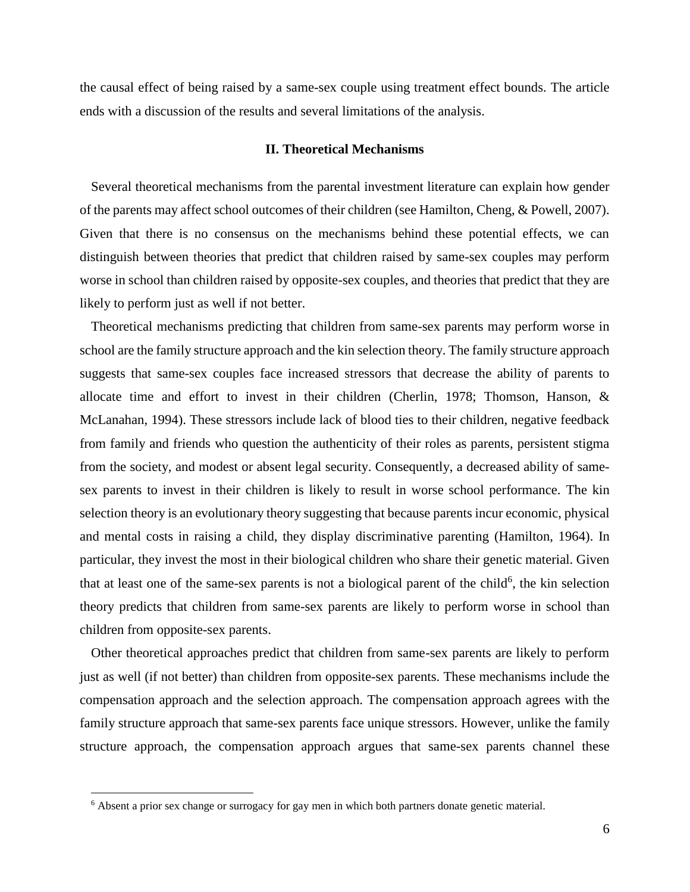the causal effect of being raised by a same-sex couple using treatment effect bounds. The article ends with a discussion of the results and several limitations of the analysis.

## II. Theoretical Mechanisms

Several theoretical mechanisms from the parental investment literature can explain how gender of the parents may affect school outcomes of their children (see Hamilton, Cheng, & Powell, 2007). Given that there is no consensus on the mechanisms behind these potential effects, we can distinguish between theories that predict that children raised by same-sex couples may perform worse in school than children raised by opposite-sex couples, and theories that predict that they are likely to perform just as well if not better.

Theoretical mechanisms predicting that children from same-sex parents may perform worse in school are the family structure approach and the kin selection theory. The family structure approach suggests that same-sex couples face increased stressors that decrease the ability of parents to allocate time and effort to invest in their children (Cherlin, 1978; Thomson, Hanson, & McLanahan, 1994). These stressors include lack of blood ties to their children, negative feedback from family and friends who question the authenticity of their roles as parents, persistent stigma from the society, and modest or absent legal security. Consequently, a decreased ability of same-sex parents to invest in their children is likely to result in worse school performance. The kin selection theory is an evolutionary theory suggesting that because parents incur economic, physical and mental costs in raising a child, they display discriminative parenting (Hamilton, 1964). In particular, they invest the most in their biological children who share their genetic material. Given that at least one of the same-sex parents is not a biological parent of the child[6], the kin selection theory predicts that children from same-sex parents are likely to perform worse in school than children from opposite-sex parents.

Other theoretical approaches predict that children from same-sex parents are likely to perform just as well (if not better) than children from opposite-sex parents. These mechanisms include the compensation approach and the selection approach. The compensation approach agrees with the family structure approach that same-sex parents face unique stressors. However, unlike the family structure approach, the compensation approach argues that same-sex parents channel these

[6] Absent a prior sex change or surrogacy for gay men in which both partners donate genetic material.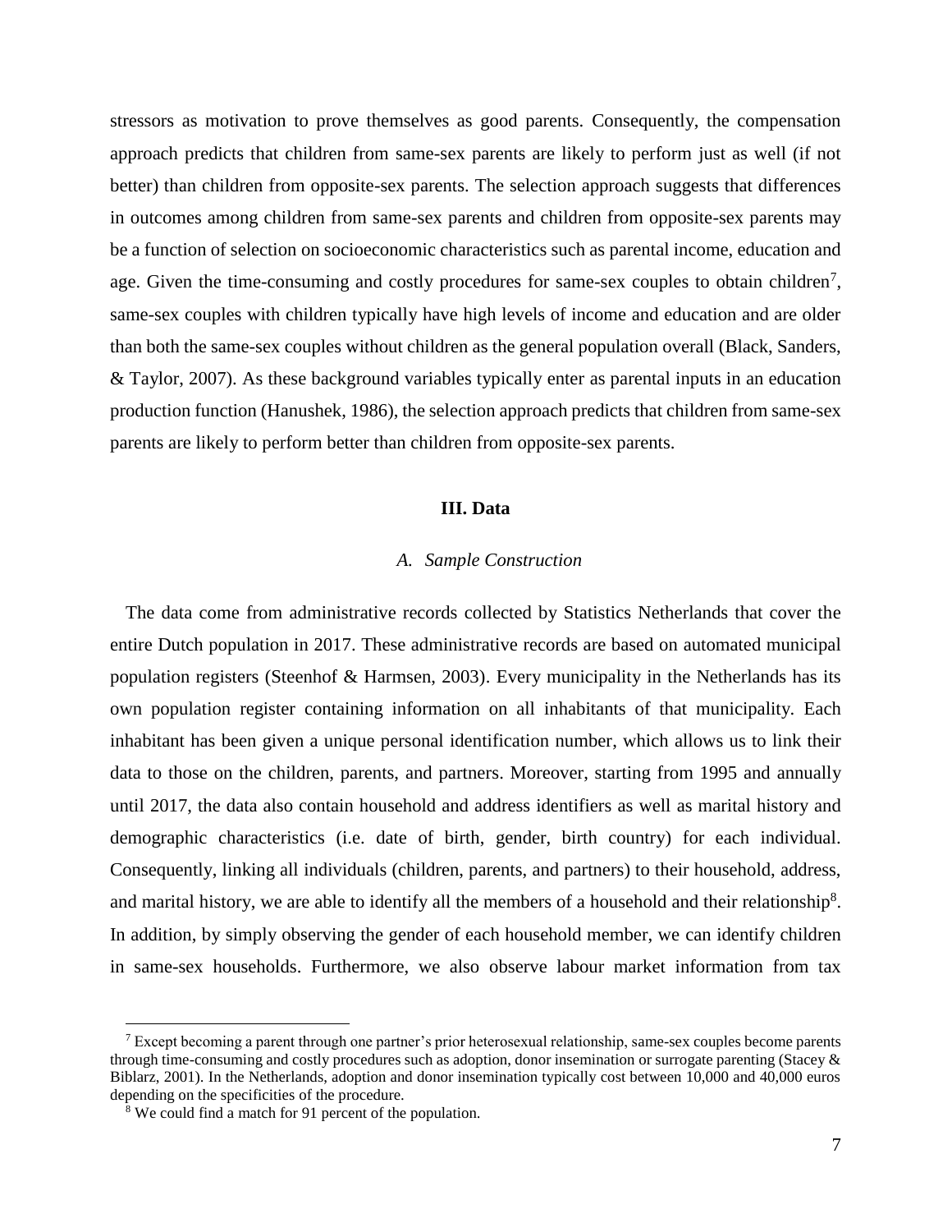stressors as motivation to prove themselves as good parents. Consequently, the compensation approach predicts that children from same-sex parents are likely to perform just as well (if not better) than children from opposite-sex parents. The selection approach suggests that differences in outcomes among children from same-sex parents and children from opposite-sex parents may be a function of selection on socioeconomic characteristics such as parental income, education and age. Given the time-consuming and costly procedures for same-sex couples to obtain children[7], same-sex couples with children typically have high levels of income and education and are older than both the same-sex couples without children as the general population overall (Black, Sanders, & Taylor, 2007). As these background variables typically enter as parental inputs in an education production function (Hanushek, 1986), the selection approach predicts that children from same-sex parents are likely to perform better than children from opposite-sex parents.

## III. Data

### *A. Sample Construction*

The data come from administrative records collected by Statistics Netherlands that cover the entire Dutch population in 2017. These administrative records are based on automated municipal population registers (Steenhof & Harmsen, 2003). Every municipality in the Netherlands has its own population register containing information on all inhabitants of that municipality. Each inhabitant has been given a unique personal identification number, which allows us to link their data to those on the children, parents, and partners. Moreover, starting from 1995 and annually until 2017, the data also contain household and address identifiers as well as marital history and demographic characteristics (i.e. date of birth, gender, birth country) for each individual. Consequently, linking all individuals (children, parents, and partners) to their household, address, and marital history, we are able to identify all the members of a household and their relationship[8]. In addition, by simply observing the gender of each household member, we can identify children in same-sex households. Furthermore, we also observe labour market information from tax

[7] Except becoming a parent through one partner's prior heterosexual relationship, same-sex couples become parents through time-consuming and costly procedures such as adoption, donor insemination or surrogate parenting (Stacey & Biblarz, 2001). In the Netherlands, adoption and donor insemination typically cost between 10,000 and 40,000 euros depending on the specificities of the procedure.

[8] We could find a match for 91 percent of the population.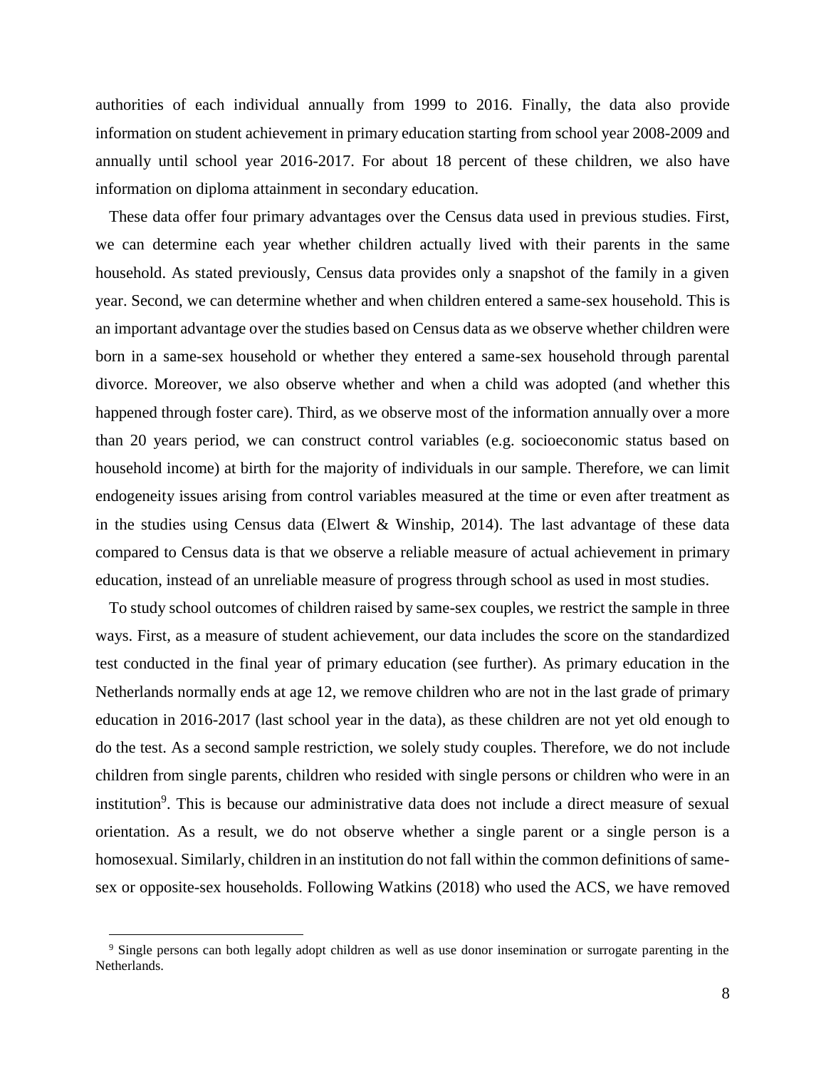authorities of each individual annually from 1999 to 2016. Finally, the data also provide information on student achievement in primary education starting from school year 2008-2009 and annually until school year 2016-2017. For about 18 percent of these children, we also have information on diploma attainment in secondary education.

These data offer four primary advantages over the Census data used in previous studies. First, we can determine each year whether children actually lived with their parents in the same household. As stated previously, Census data provides only a snapshot of the family in a given year. Second, we can determine whether and when children entered a same-sex household. This is an important advantage over the studies based on Census data as we observe whether children were born in a same-sex household or whether they entered a same-sex household through parental divorce. Moreover, we also observe whether and when a child was adopted (and whether this happened through foster care). Third, as we observe most of the information annually over a more than 20 years period, we can construct control variables (e.g. socioeconomic status based on household income) at birth for the majority of individuals in our sample. Therefore, we can limit endogeneity issues arising from control variables measured at the time or even after treatment as in the studies using Census data (Elwert & Winship, 2014). The last advantage of these data compared to Census data is that we observe a reliable measure of actual achievement in primary education, instead of an unreliable measure of progress through school as used in most studies.

To study school outcomes of children raised by same-sex couples, we restrict the sample in three ways. First, as a measure of student achievement, our data includes the score on the standardized test conducted in the final year of primary education (see further). As primary education in the Netherlands normally ends at age 12, we remove children who are not in the last grade of primary education in 2016-2017 (last school year in the data), as these children are not yet old enough to do the test. As a second sample restriction, we solely study couples. Therefore, we do not include children from single parents, children who resided with single persons or children who were in an institution[9]. This is because our administrative data does not include a direct measure of sexual orientation. As a result, we do not observe whether a single parent or a single person is a homosexual. Similarly, children in an institution do not fall within the common definitions of same-sex or opposite-sex households. Following Watkins (2018) who used the ACS, we have removed

[9] Single persons can both legally adopt children as well as use donor insemination or surrogate parenting in the Netherlands.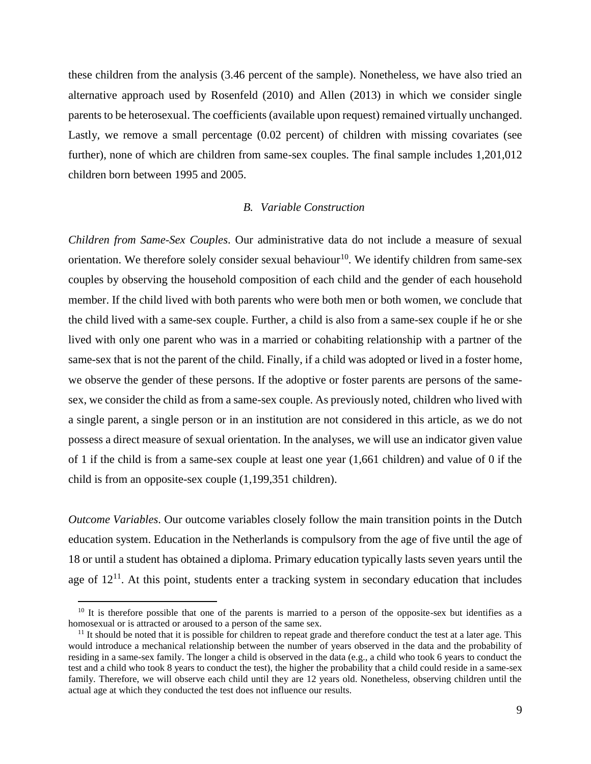these children from the analysis (3.46 percent of the sample). Nonetheless, we have also tried an alternative approach used by Rosenfeld (2010) and Allen (2013) in which we consider single parents to be heterosexual. The coefficients (available upon request) remained virtually unchanged. Lastly, we remove a small percentage (0.02 percent) of children with missing covariates (see further), none of which are children from same-sex couples. The final sample includes 1,201,012 children born between 1995 and 2005.

### *B. Variable Construction*

*Children from Same-Sex Couples*. Our administrative data do not include a measure of sexual orientation. We therefore solely consider sexual behaviour[10]. We identify children from same-sex couples by observing the household composition of each child and the gender of each household member. If the child lived with both parents who were both men or both women, we conclude that the child lived with a same-sex couple. Further, a child is also from a same-sex couple if he or she lived with only one parent who was in a married or cohabiting relationship with a partner of the same-sex that is not the parent of the child. Finally, if a child was adopted or lived in a foster home, we observe the gender of these persons. If the adoptive or foster parents are persons of the same-sex, we consider the child as from a same-sex couple. As previously noted, children who lived with a single parent, a single person or in an institution are not considered in this article, as we do not possess a direct measure of sexual orientation. In the analyses, we will use an indicator given value of 1 if the child is from a same-sex couple at least one year (1,661 children) and value of 0 if the child is from an opposite-sex couple (1,199,351 children).

*Outcome Variables*. Our outcome variables closely follow the main transition points in the Dutch education system. Education in the Netherlands is compulsory from the age of five until the age of 18 or until a student has obtained a diploma. Primary education typically lasts seven years until the age of 12[11]. At this point, students enter a tracking system in secondary education that includes

---

[10] It is therefore possible that one of the parents is married to a person of the opposite-sex but identifies as a homosexual or is attracted or aroused to a person of the same sex.

[11] It should be noted that it is possible for children to repeat grade and therefore conduct the test at a later age. This would introduce a mechanical relationship between the number of years observed in the data and the probability of residing in a same-sex family. The longer a child is observed in the data (e.g., a child who took 6 years to conduct the test and a child who took 8 years to conduct the test), the higher the probability that a child could reside in a same-sex family. Therefore, we will observe each child until they are 12 years old. Nonetheless, observing children until the actual age at which they conducted the test does not influence our results.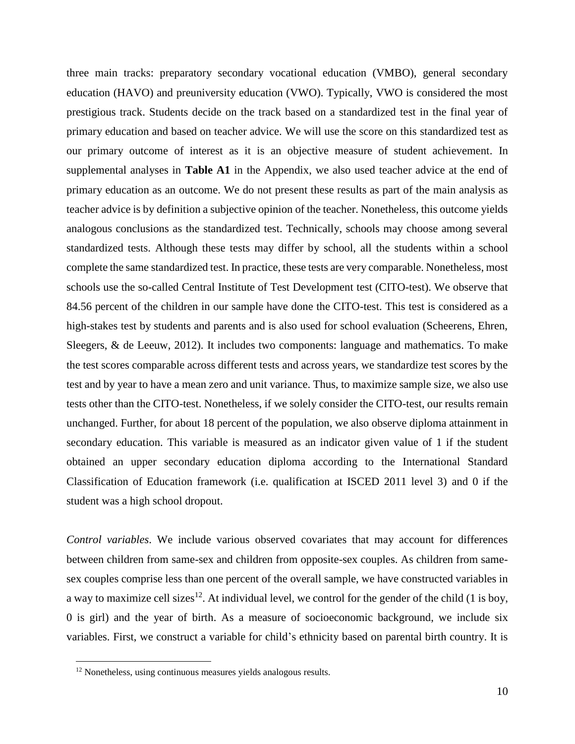three main tracks: preparatory secondary vocational education (VMBO), general secondary education (HAVO) and preuniversity education (VWO). Typically, VWO is considered the most prestigious track. Students decide on the track based on a standardized test in the final year of primary education and based on teacher advice. We will use the score on this standardized test as our primary outcome of interest as it is an objective measure of student achievement. In supplemental analyses in **Table A1** in the Appendix, we also used teacher advice at the end of primary education as an outcome. We do not present these results as part of the main analysis as teacher advice is by definition a subjective opinion of the teacher. Nonetheless, this outcome yields analogous conclusions as the standardized test. Technically, schools may choose among several standardized tests. Although these tests may differ by school, all the students within a school complete the same standardized test. In practice, these tests are very comparable. Nonetheless, most schools use the so-called Central Institute of Test Development test (CITO-test). We observe that 84.56 percent of the children in our sample have done the CITO-test. This test is considered as a high-stakes test by students and parents and is also used for school evaluation (Scheerens, Ehren, Sleegers, & de Leeuw, 2012). It includes two components: language and mathematics. To make the test scores comparable across different tests and across years, we standardize test scores by the test and by year to have a mean zero and unit variance. Thus, to maximize sample size, we also use tests other than the CITO-test. Nonetheless, if we solely consider the CITO-test, our results remain unchanged. Further, for about 18 percent of the population, we also observe diploma attainment in secondary education. This variable is measured as an indicator given value of 1 if the student obtained an upper secondary education diploma according to the International Standard Classification of Education framework (i.e. qualification at ISCED 2011 level 3) and 0 if the student was a high school dropout.

*Control variables*. We include various observed covariates that may account for differences between children from same-sex and children from opposite-sex couples. As children from same-sex couples comprise less than one percent of the overall sample, we have constructed variables in a way to maximize cell sizes[12]. At individual level, we control for the gender of the child (1 is boy, 0 is girl) and the year of birth. As a measure of socioeconomic background, we include six variables. First, we construct a variable for child's ethnicity based on parental birth country. It is

[12] Nonetheless, using continuous measures yields analogous results.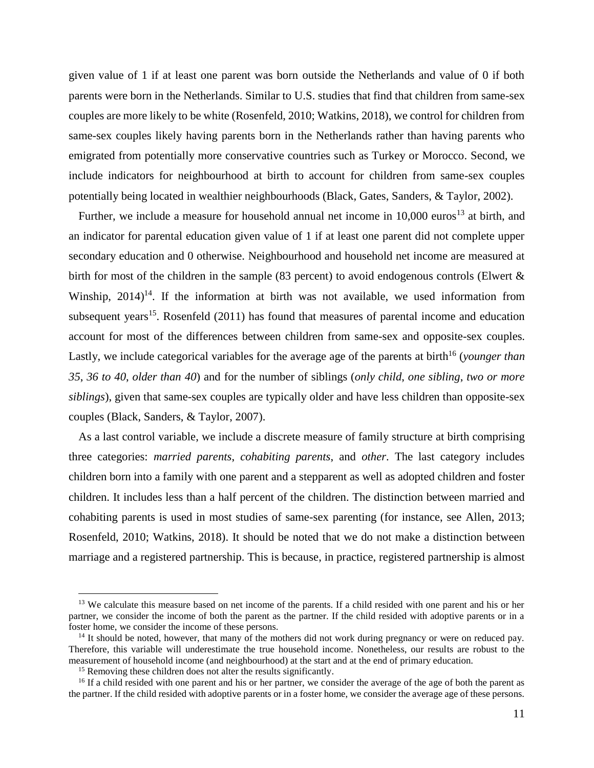given value of 1 if at least one parent was born outside the Netherlands and value of 0 if both parents were born in the Netherlands. Similar to U.S. studies that find that children from same-sex couples are more likely to be white (Rosenfeld, 2010; Watkins, 2018), we control for children from same-sex couples likely having parents born in the Netherlands rather than having parents who emigrated from potentially more conservative countries such as Turkey or Morocco. Second, we include indicators for neighbourhood at birth to account for children from same-sex couples potentially being located in wealthier neighbourhoods (Black, Gates, Sanders, & Taylor, 2002).

Further, we include a measure for household annual net income in 10,000 euros[13] at birth, and an indicator for parental education given value of 1 if at least one parent did not complete upper secondary education and 0 otherwise. Neighbourhood and household net income are measured at birth for most of the children in the sample (83 percent) to avoid endogenous controls (Elwert & Winship, 2014)[14]. If the information at birth was not available, we used information from subsequent years[15]. Rosenfeld (2011) has found that measures of parental income and education account for most of the differences between children from same-sex and opposite-sex couples. Lastly, we include categorical variables for the average age of the parents at birth[16] (*younger than 35*, *36 to 40*, *older than 40*) and for the number of siblings (*only child*, *one sibling*, *two or more siblings*), given that same-sex couples are typically older and have less children than opposite-sex couples (Black, Sanders, & Taylor, 2007).

As a last control variable, we include a discrete measure of family structure at birth comprising three categories: *married parents*, *cohabiting parents*, and *other*. The last category includes children born into a family with one parent and a stepparent as well as adopted children and foster children. It includes less than a half percent of the children. The distinction between married and cohabiting parents is used in most studies of same-sex parenting (for instance, see Allen, 2013; Rosenfeld, 2010; Watkins, 2018). It should be noted that we do not make a distinction between marriage and a registered partnership. This is because, in practice, registered partnership is almost

---

[13] We calculate this measure based on net income of the parents. If a child resided with one parent and his or her partner, we consider the income of both the parent as the partner. If the child resided with adoptive parents or in a foster home, we consider the income of these persons.

[14] It should be noted, however, that many of the mothers did not work during pregnancy or were on reduced pay. Therefore, this variable will underestimate the true household income. Nonetheless, our results are robust to the measurement of household income (and neighbourhood) at the start and at the end of primary education.

[15] Removing these children does not alter the results significantly.

[16] If a child resided with one parent and his or her partner, we consider the average of the age of both the parent as the partner. If the child resided with adoptive parents or in a foster home, we consider the average age of these persons.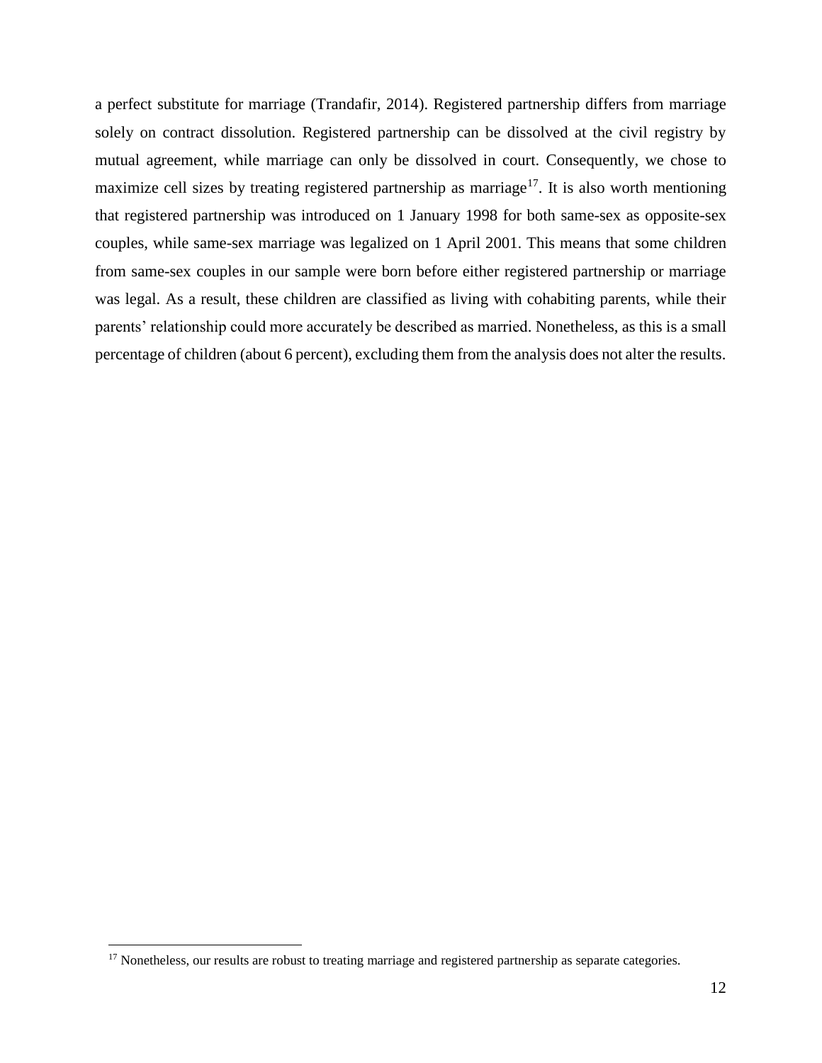a perfect substitute for marriage (Trandafir, 2014). Registered partnership differs from marriage solely on contract dissolution. Registered partnership can be dissolved at the civil registry by mutual agreement, while marriage can only be dissolved in court. Consequently, we chose to maximize cell sizes by treating registered partnership as marriage[17]. It is also worth mentioning that registered partnership was introduced on 1 January 1998 for both same-sex as opposite-sex couples, while same-sex marriage was legalized on 1 April 2001. This means that some children from same-sex couples in our sample were born before either registered partnership or marriage was legal. As a result, these children are classified as living with cohabiting parents, while their parents' relationship could more accurately be described as married. Nonetheless, as this is a small percentage of children (about 6 percent), excluding them from the analysis does not alter the results.

[17] Nonetheless, our results are robust to treating marriage and registered partnership as separate categories.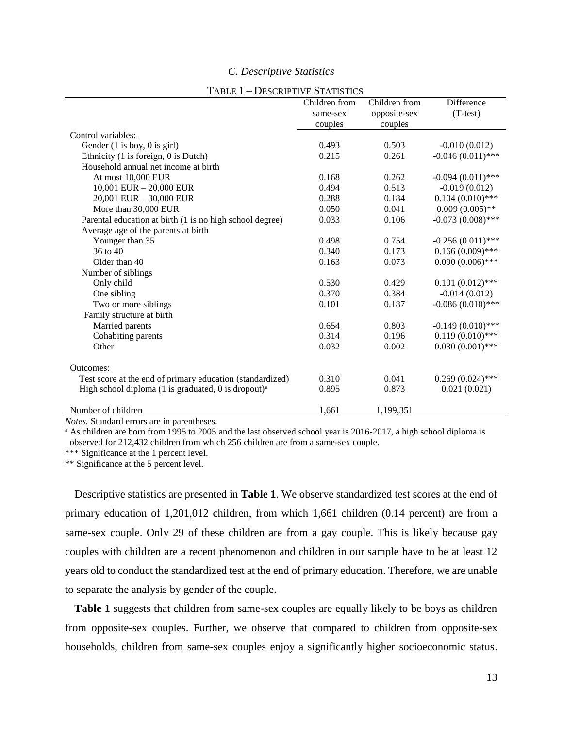### *C. Descriptive Statistics*

TABLE 1 – DESCRIPTIVE STATISTICS

| | Children from same-sex couples | Children from opposite-sex couples | Difference (T-test) |
|---|---|---|---|
| Control variables: | | | |
| Gender (1 is boy, 0 is girl) | 0.493 | 0.503 | -0.010 (0.012) |
| Ethnicity (1 is foreign, 0 is Dutch) | 0.215 | 0.261 | -0.046 (0.011)*** |
| Household annual net income at birth | | | |
| At most 10,000 EUR | 0.168 | 0.262 | -0.094 (0.011)*** |
| 10,001 EUR – 20,000 EUR | 0.494 | 0.513 | -0.019 (0.012) |
| 20,001 EUR – 30,000 EUR | 0.288 | 0.184 | 0.104 (0.010)*** |
| More than 30,000 EUR | 0.050 | 0.041 | 0.009 (0.005)** |
| Parental education at birth (1 is no high school degree) | 0.033 | 0.106 | -0.073 (0.008)*** |
| Average age of the parents at birth | | | |
| Younger than 35 | 0.498 | 0.754 | -0.256 (0.011)*** |
| 36 to 40 | 0.340 | 0.173 | 0.166 (0.009)*** |
| Older than 40 | 0.163 | 0.073 | 0.090 (0.006)*** |
| Number of siblings | | | |
| Only child | 0.530 | 0.429 | 0.101 (0.012)*** |
| One sibling | 0.370 | 0.384 | -0.014 (0.012) |
| Two or more siblings | 0.101 | 0.187 | -0.086 (0.010)*** |
| Family structure at birth | | | |
| Married parents | 0.654 | 0.803 | -0.149 (0.010)*** |
| Cohabiting parents | 0.314 | 0.196 | 0.119 (0.010)*** |
| Other | 0.032 | 0.002 | 0.030 (0.001)*** |
| Outcomes: | | | |
| Test score at the end of primary education (standardized) | 0.310 | 0.041 | 0.269 (0.024)*** |
| High school diploma (1 is graduated, 0 is dropout)[a] | 0.895 | 0.873 | 0.021 (0.021) |
| Number of children | 1,661 | 1,199,351 | |

*Notes.* Standard errors are in parentheses.

[a] As children are born from 1995 to 2005 and the last observed school year is 2016-2017, a high school diploma is observed for 212,432 children from which 256 children are from a same-sex couple.

*** Significance at the 1 percent level.

** Significance at the 5 percent level.

Descriptive statistics are presented in **Table 1**. We observe standardized test scores at the end of primary education of 1,201,012 children, from which 1,661 children (0.14 percent) are from a same-sex couple. Only 29 of these children are from a gay couple. This is likely because gay couples with children are a recent phenomenon and children in our sample have to be at least 12 years old to conduct the standardized test at the end of primary education. Therefore, we are unable to separate the analysis by gender of the couple.

**Table 1** suggests that children from same-sex couples are equally likely to be boys as children from opposite-sex couples. Further, we observe that compared to children from opposite-sex households, children from same-sex couples enjoy a significantly higher socioeconomic status.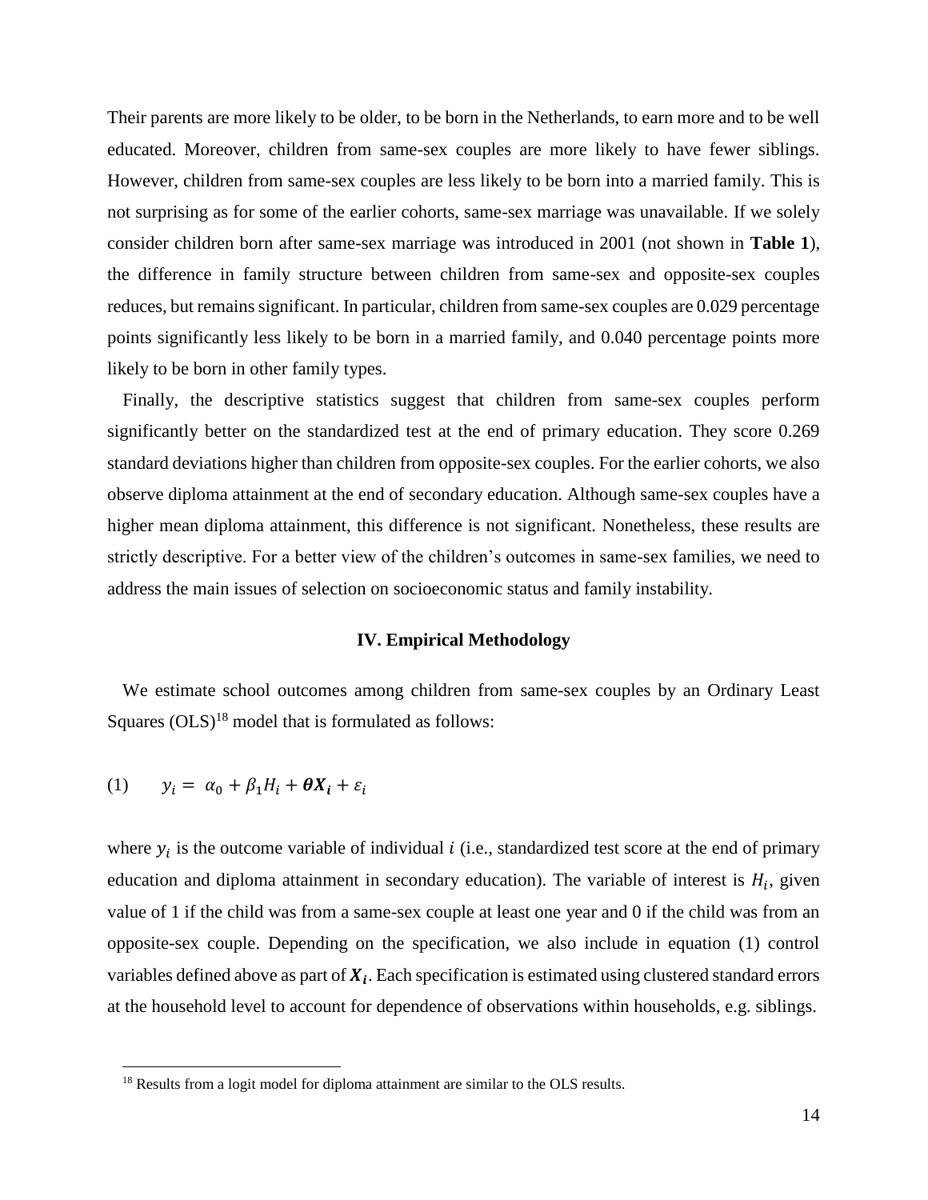Their parents are more likely to be older, to be born in the Netherlands, to earn more and to be well educated. Moreover, children from same-sex couples are more likely to have fewer siblings. However, children from same-sex couples are less likely to be born into a married family. This is not surprising as for some of the earlier cohorts, same-sex marriage was unavailable. If we solely consider children born after same-sex marriage was introduced in 2001 (not shown in **Table 1**), the difference in family structure between children from same-sex and opposite-sex couples reduces, but remains significant. In particular, children from same-sex couples are 0.029 percentage points significantly less likely to be born in a married family, and 0.040 percentage points more likely to be born in other family types.

Finally, the descriptive statistics suggest that children from same-sex couples perform significantly better on the standardized test at the end of primary education. They score 0.269 standard deviations higher than children from opposite-sex couples. For the earlier cohorts, we also observe diploma attainment at the end of secondary education. Although same-sex couples have a higher mean diploma attainment, this difference is not significant. Nonetheless, these results are strictly descriptive. For a better view of the children's outcomes in same-sex families, we need to address the main issues of selection on socioeconomic status and family instability.

## IV. Empirical Methodology

We estimate school outcomes among children from same-sex couples by an Ordinary Least Squares (OLS)[18] model that is formulated as follows:

$$(1) \qquad y_i = \alpha_0 + \beta_1 H_i + \boldsymbol{\theta X_i} + \varepsilon_i$$

where $y_i$ is the outcome variable of individual $i$ (i.e., standardized test score at the end of primary education and diploma attainment in secondary education). The variable of interest is $H_i$, given value of 1 if the child was from a same-sex couple at least one year and 0 if the child was from an opposite-sex couple. Depending on the specification, we also include in equation (1) control variables defined above as part of $\boldsymbol{X_i}$. Each specification is estimated using clustered standard errors at the household level to account for dependence of observations within households, e.g. siblings.

[18] Results from a logit model for diploma attainment are similar to the OLS results.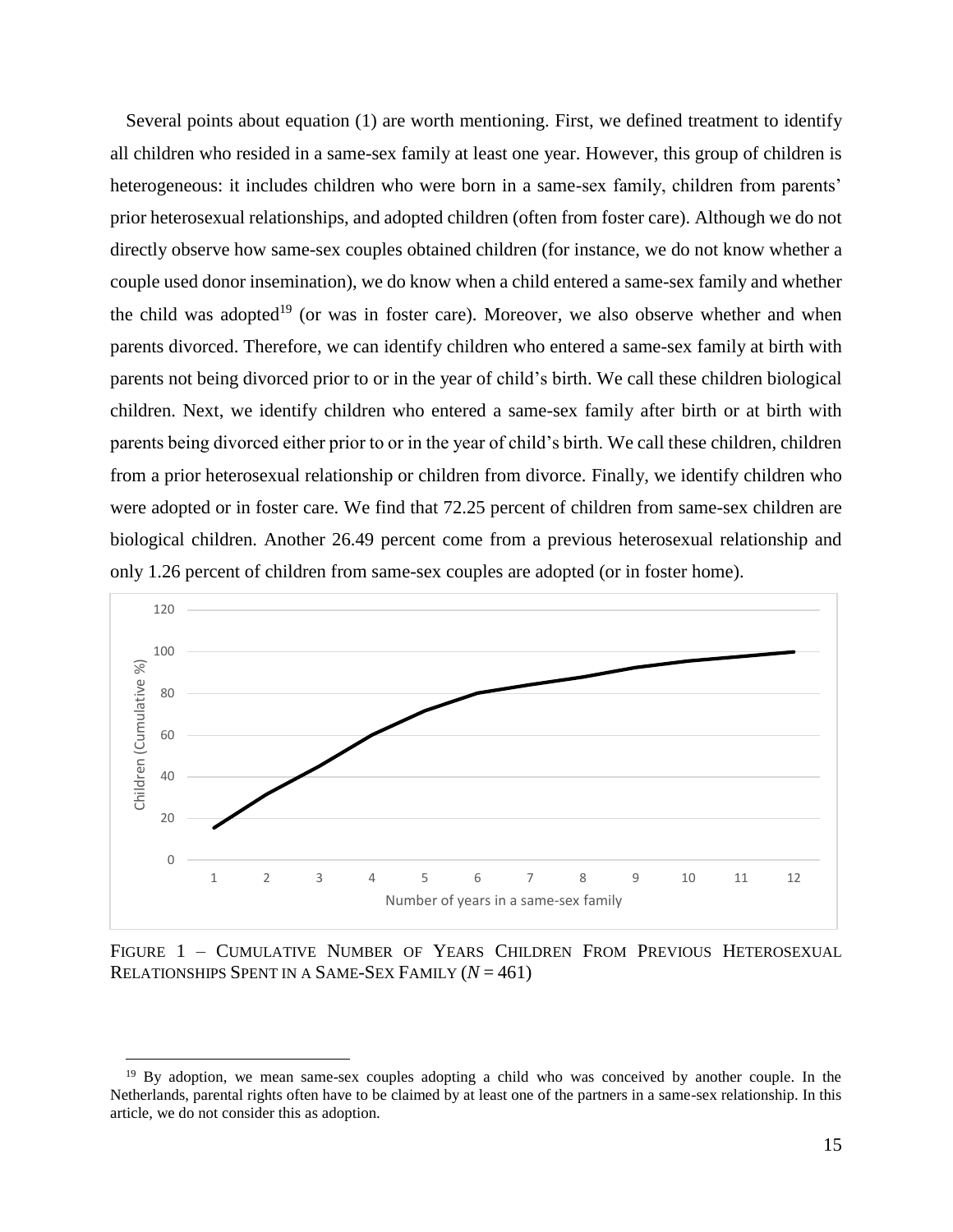Several points about equation (1) are worth mentioning. First, we defined treatment to identify all children who resided in a same-sex family at least one year. However, this group of children is heterogeneous: it includes children who were born in a same-sex family, children from parents' prior heterosexual relationships, and adopted children (often from foster care). Although we do not directly observe how same-sex couples obtained children (for instance, we do not know whether a couple used donor insemination), we do know when a child entered a same-sex family and whether the child was adopted[19] (or was in foster care). Moreover, we also observe whether and when parents divorced. Therefore, we can identify children who entered a same-sex family at birth with parents not being divorced prior to or in the year of child's birth. We call these children biological children. Next, we identify children who entered a same-sex family after birth or at birth with parents being divorced either prior to or in the year of child's birth. We call these children, children from a prior heterosexual relationship or children from divorce. Finally, we identify children who were adopted or in foster care. We find that 72.25 percent of children from same-sex children are biological children. Another 26.49 percent come from a previous heterosexual relationship and only 1.26 percent of children from same-sex couples are adopted (or in foster home).

FIGURE 1 – CUMULATIVE NUMBER OF YEARS CHILDREN FROM PREVIOUS HETEROSEXUAL RELATIONSHIPS SPENT IN A SAME-SEX FAMILY ($N = 461$)

[19] By adoption, we mean same-sex couples adopting a child who was conceived by another couple. In the Netherlands, parental rights often have to be claimed by at least one of the partners in a same-sex relationship. In this article, we do not consider this as adoption.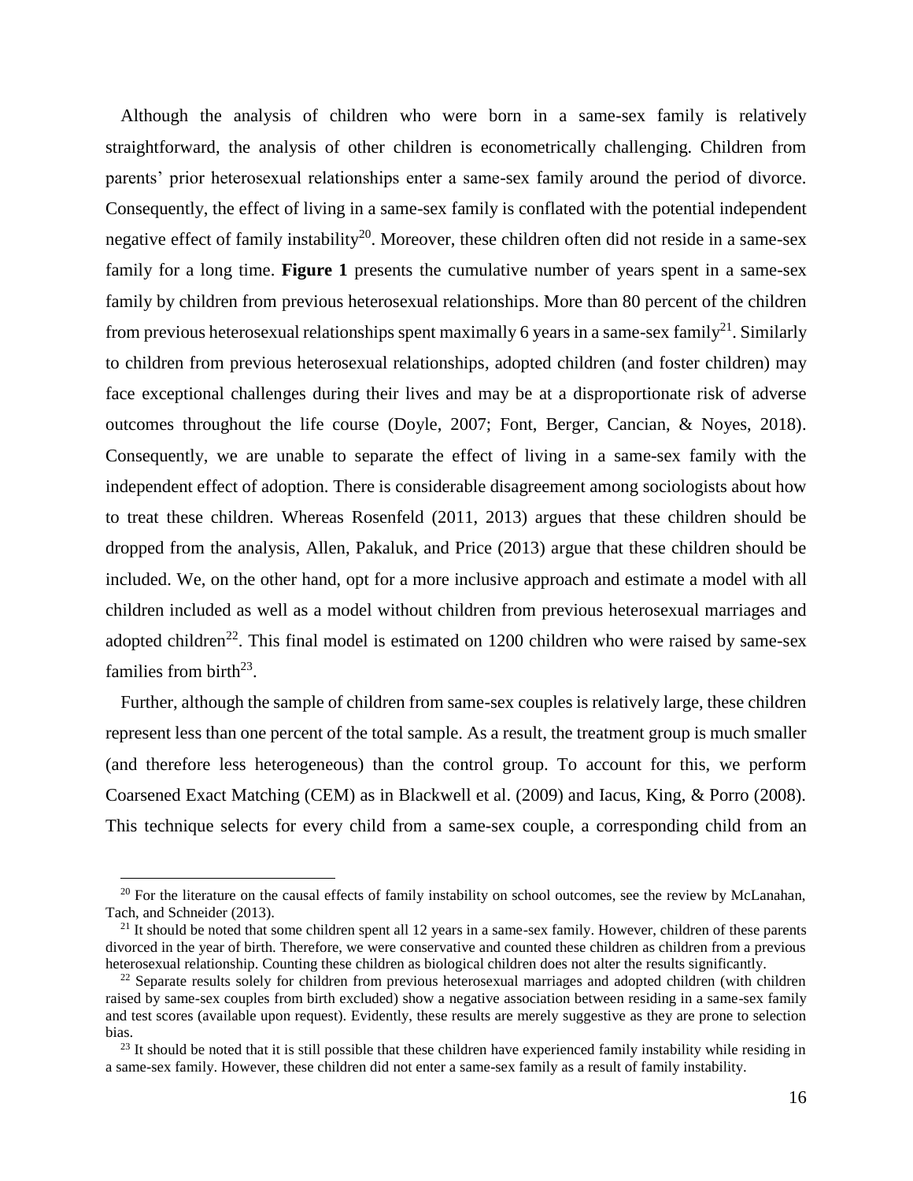Although the analysis of children who were born in a same-sex family is relatively straightforward, the analysis of other children is econometrically challenging. Children from parents' prior heterosexual relationships enter a same-sex family around the period of divorce. Consequently, the effect of living in a same-sex family is conflated with the potential independent negative effect of family instability[20]. Moreover, these children often did not reside in a same-sex family for a long time. **Figure 1** presents the cumulative number of years spent in a same-sex family by children from previous heterosexual relationships. More than 80 percent of the children from previous heterosexual relationships spent maximally 6 years in a same-sex family[21]. Similarly to children from previous heterosexual relationships, adopted children (and foster children) may face exceptional challenges during their lives and may be at a disproportionate risk of adverse outcomes throughout the life course (Doyle, 2007; Font, Berger, Cancian, & Noyes, 2018). Consequently, we are unable to separate the effect of living in a same-sex family with the independent effect of adoption. There is considerable disagreement among sociologists about how to treat these children. Whereas Rosenfeld (2011, 2013) argues that these children should be dropped from the analysis, Allen, Pakaluk, and Price (2013) argue that these children should be included. We, on the other hand, opt for a more inclusive approach and estimate a model with all children included as well as a model without children from previous heterosexual marriages and adopted children[22]. This final model is estimated on 1200 children who were raised by same-sex families from birth[23].

Further, although the sample of children from same-sex couples is relatively large, these children represent less than one percent of the total sample. As a result, the treatment group is much smaller (and therefore less heterogeneous) than the control group. To account for this, we perform Coarsened Exact Matching (CEM) as in Blackwell et al. (2009) and Iacus, King, & Porro (2008). This technique selects for every child from a same-sex couple, a corresponding child from an

[20] For the literature on the causal effects of family instability on school outcomes, see the review by McLanahan, Tach, and Schneider (2013).

[21] It should be noted that some children spent all 12 years in a same-sex family. However, children of these parents divorced in the year of birth. Therefore, we were conservative and counted these children as children from a previous heterosexual relationship. Counting these children as biological children does not alter the results significantly.

[22] Separate results solely for children from previous heterosexual marriages and adopted children (with children raised by same-sex couples from birth excluded) show a negative association between residing in a same-sex family and test scores (available upon request). Evidently, these results are merely suggestive as they are prone to selection bias.

[23] It should be noted that it is still possible that these children have experienced family instability while residing in a same-sex family. However, these children did not enter a same-sex family as a result of family instability.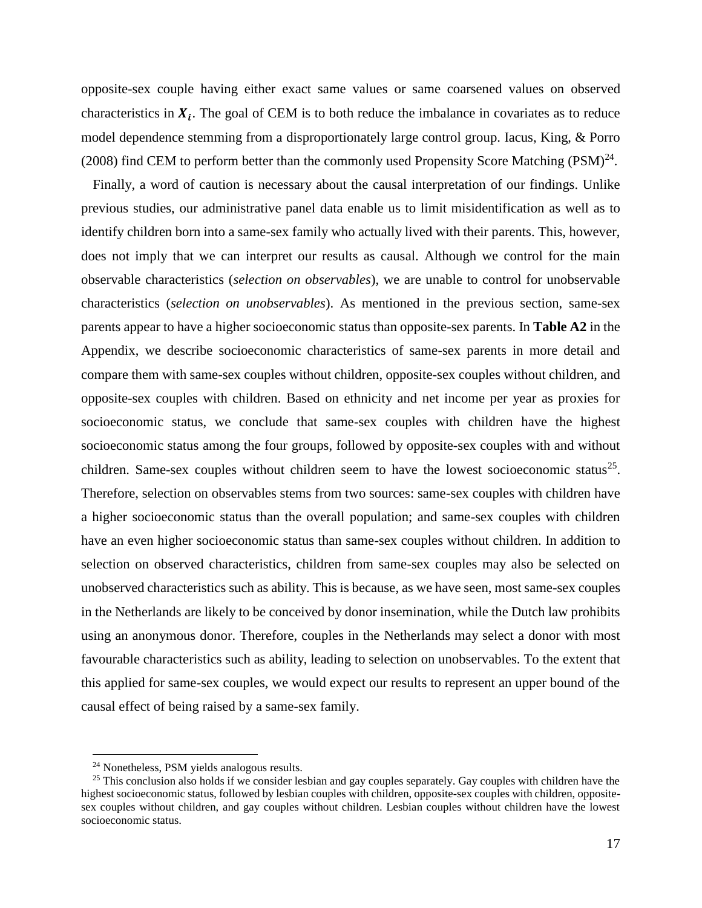opposite-sex couple having either exact same values or same coarsened values on observed characteristics in $\boldsymbol{X_i}$. The goal of CEM is to both reduce the imbalance in covariates as to reduce model dependence stemming from a disproportionately large control group. Iacus, King, & Porro (2008) find CEM to perform better than the commonly used Propensity Score Matching (PSM)[24].

Finally, a word of caution is necessary about the causal interpretation of our findings. Unlike previous studies, our administrative panel data enable us to limit misidentification as well as to identify children born into a same-sex family who actually lived with their parents. This, however, does not imply that we can interpret our results as causal. Although we control for the main observable characteristics (*selection on observables*), we are unable to control for unobservable characteristics (*selection on unobservables*). As mentioned in the previous section, same-sex parents appear to have a higher socioeconomic status than opposite-sex parents. In **Table A2** in the Appendix, we describe socioeconomic characteristics of same-sex parents in more detail and compare them with same-sex couples without children, opposite-sex couples without children, and opposite-sex couples with children. Based on ethnicity and net income per year as proxies for socioeconomic status, we conclude that same-sex couples with children have the highest socioeconomic status among the four groups, followed by opposite-sex couples with and without children. Same-sex couples without children seem to have the lowest socioeconomic status[25]. Therefore, selection on observables stems from two sources: same-sex couples with children have a higher socioeconomic status than the overall population; and same-sex couples with children have an even higher socioeconomic status than same-sex couples without children. In addition to selection on observed characteristics, children from same-sex couples may also be selected on unobserved characteristics such as ability. This is because, as we have seen, most same-sex couples in the Netherlands are likely to be conceived by donor insemination, while the Dutch law prohibits using an anonymous donor. Therefore, couples in the Netherlands may select a donor with most favourable characteristics such as ability, leading to selection on unobservables. To the extent that this applied for same-sex couples, we would expect our results to represent an upper bound of the causal effect of being raised by a same-sex family.

---

[24] Nonetheless, PSM yields analogous results.

[25] This conclusion also holds if we consider lesbian and gay couples separately. Gay couples with children have the highest socioeconomic status, followed by lesbian couples with children, opposite-sex couples with children, opposite-sex couples without children, and gay couples without children. Lesbian couples without children have the lowest socioeconomic status.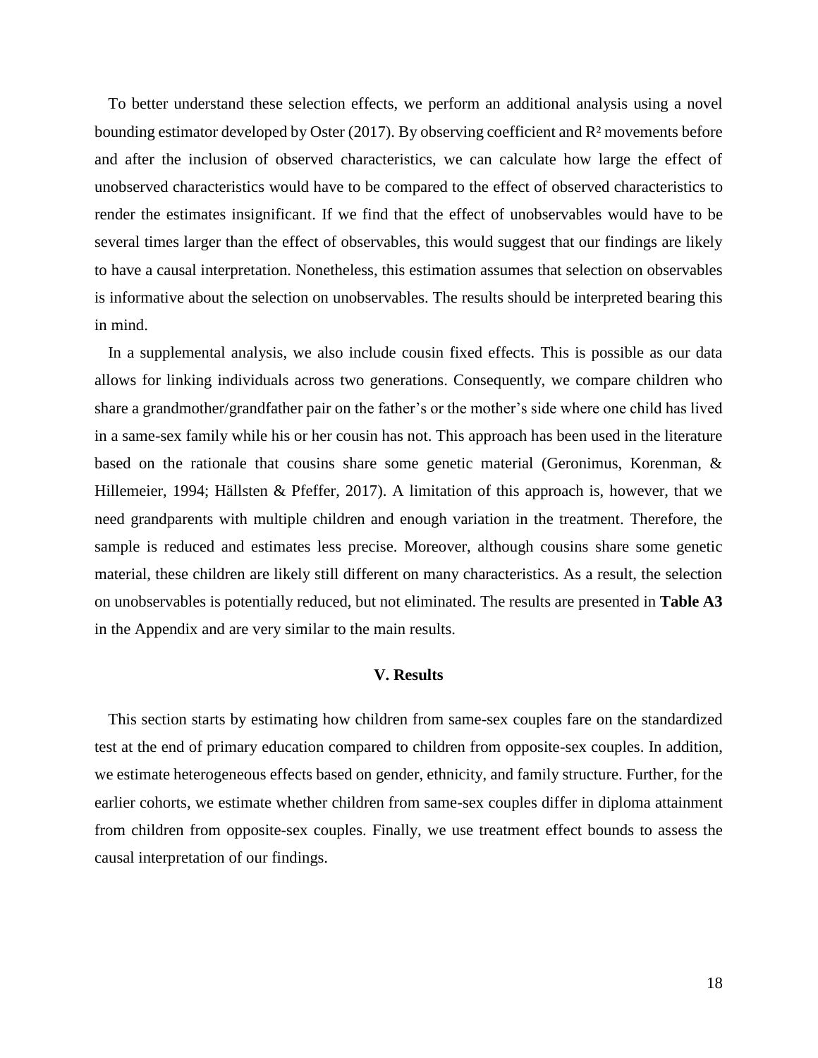To better understand these selection effects, we perform an additional analysis using a novel bounding estimator developed by Oster (2017). By observing coefficient and $R^2$ movements before and after the inclusion of observed characteristics, we can calculate how large the effect of unobserved characteristics would have to be compared to the effect of observed characteristics to render the estimates insignificant. If we find that the effect of unobservables would have to be several times larger than the effect of observables, this would suggest that our findings are likely to have a causal interpretation. Nonetheless, this estimation assumes that selection on observables is informative about the selection on unobservables. The results should be interpreted bearing this in mind.

In a supplemental analysis, we also include cousin fixed effects. This is possible as our data allows for linking individuals across two generations. Consequently, we compare children who share a grandmother/grandfather pair on the father's or the mother's side where one child has lived in a same-sex family while his or her cousin has not. This approach has been used in the literature based on the rationale that cousins share some genetic material (Geronimus, Korenman, & Hillemeier, 1994; Hällsten & Pfeffer, 2017). A limitation of this approach is, however, that we need grandparents with multiple children and enough variation in the treatment. Therefore, the sample is reduced and estimates less precise. Moreover, although cousins share some genetic material, these children are likely still different on many characteristics. As a result, the selection on unobservables is potentially reduced, but not eliminated. The results are presented in **Table A3** in the Appendix and are very similar to the main results.

## V. Results

This section starts by estimating how children from same-sex couples fare on the standardized test at the end of primary education compared to children from opposite-sex couples. In addition, we estimate heterogeneous effects based on gender, ethnicity, and family structure. Further, for the earlier cohorts, we estimate whether children from same-sex couples differ in diploma attainment from children from opposite-sex couples. Finally, we use treatment effect bounds to assess the causal interpretation of our findings.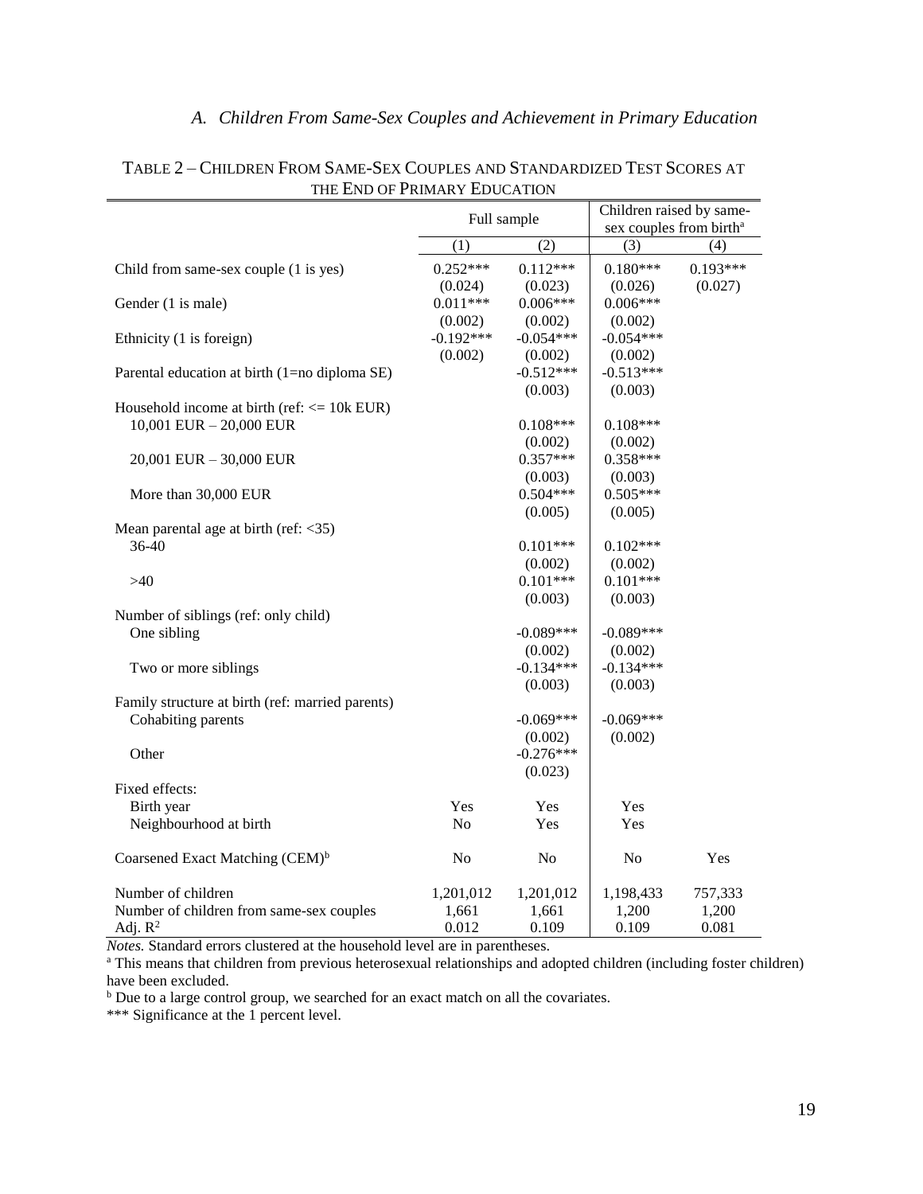### *A. Children From Same-Sex Couples and Achievement in Primary Education*

TABLE 2 – CHILDREN FROM SAME-SEX COUPLES AND STANDARDIZED TEST SCORES AT THE END OF PRIMARY EDUCATION

| | Full sample | | Children raised by same-sex couples from birth[a] | |
|---|---|---|---|---|
| | (1) | (2) | (3) | (4) |
| Child from same-sex couple (1 is yes) | 0.252*** | 0.112*** | 0.180*** | 0.193*** |
| | (0.024) | (0.023) | (0.026) | (0.027) |
| Gender (1 is male) | 0.011*** | 0.006*** | 0.006*** | |
| | (0.002) | (0.002) | (0.002) | |
| Ethnicity (1 is foreign) | -0.192*** | -0.054*** | -0.054*** | |
| | (0.002) | (0.002) | (0.002) | |
| Parental education at birth (1=no diploma SE) | | -0.512*** | -0.513*** | |
| | | (0.003) | (0.003) | |
| Household income at birth (ref: <= 10k EUR) | | | | |
| 10,001 EUR – 20,000 EUR | | 0.108*** | 0.108*** | |
| | | (0.002) | (0.002) | |
| 20,001 EUR – 30,000 EUR | | 0.357*** | 0.358*** | |
| | | (0.003) | (0.003) | |
| More than 30,000 EUR | | 0.504*** | 0.505*** | |
| | | (0.005) | (0.005) | |
| Mean parental age at birth (ref: <35) | | | | |
| 36-40 | | 0.101*** | 0.102*** | |
| | | (0.002) | (0.002) | |
| >40 | | 0.101*** | 0.101*** | |
| | | (0.003) | (0.003) | |
| Number of siblings (ref: only child) | | | | |
| One sibling | | -0.089*** | -0.089*** | |
| | | (0.002) | (0.002) | |
| Two or more siblings | | -0.134*** | -0.134*** | |
| | | (0.003) | (0.003) | |
| Family structure at birth (ref: married parents) | | | | |
| Cohabiting parents | | -0.069*** | -0.069*** | |
| | | (0.002) | (0.002) | |
| Other | | -0.276*** | | |
| | | (0.023) | | |
| Fixed effects: | | | | |
| Birth year | Yes | Yes | Yes | |
| Neighbourhood at birth | No | Yes | Yes | |
| Coarsened Exact Matching (CEM)[b] | No | No | No | Yes |
| Number of children | 1,201,012 | 1,201,012 | 1,198,433 | 757,333 |
| Number of children from same-sex couples | 1,661 | 1,661 | 1,200 | 1,200 |
| Adj. $R^2$ | 0.012 | 0.109 | 0.109 | 0.081 |

*Notes.* Standard errors clustered at the household level are in parentheses.

[a] This means that children from previous heterosexual relationships and adopted children (including foster children) have been excluded.

[b] Due to a large control group, we searched for an exact match on all the covariates.

*** Significance at the 1 percent level.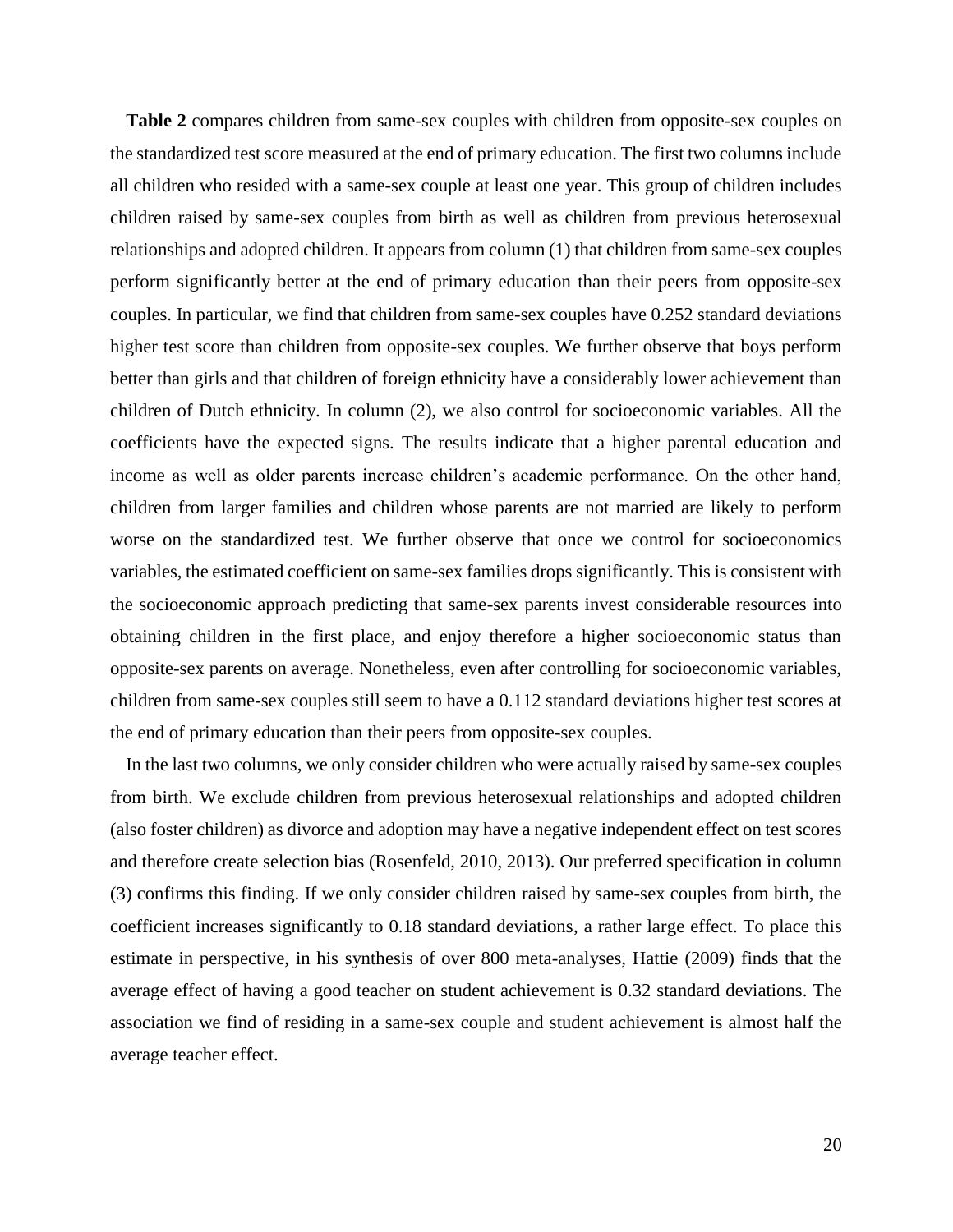**Table 2** compares children from same-sex couples with children from opposite-sex couples on the standardized test score measured at the end of primary education. The first two columns include all children who resided with a same-sex couple at least one year. This group of children includes children raised by same-sex couples from birth as well as children from previous heterosexual relationships and adopted children. It appears from column (1) that children from same-sex couples perform significantly better at the end of primary education than their peers from opposite-sex couples. In particular, we find that children from same-sex couples have 0.252 standard deviations higher test score than children from opposite-sex couples. We further observe that boys perform better than girls and that children of foreign ethnicity have a considerably lower achievement than children of Dutch ethnicity. In column (2), we also control for socioeconomic variables. All the coefficients have the expected signs. The results indicate that a higher parental education and income as well as older parents increase children's academic performance. On the other hand, children from larger families and children whose parents are not married are likely to perform worse on the standardized test. We further observe that once we control for socioeconomics variables, the estimated coefficient on same-sex families drops significantly. This is consistent with the socioeconomic approach predicting that same-sex parents invest considerable resources into obtaining children in the first place, and enjoy therefore a higher socioeconomic status than opposite-sex parents on average. Nonetheless, even after controlling for socioeconomic variables, children from same-sex couples still seem to have a 0.112 standard deviations higher test scores at the end of primary education than their peers from opposite-sex couples.

In the last two columns, we only consider children who were actually raised by same-sex couples from birth. We exclude children from previous heterosexual relationships and adopted children (also foster children) as divorce and adoption may have a negative independent effect on test scores and therefore create selection bias (Rosenfeld, 2010, 2013). Our preferred specification in column (3) confirms this finding. If we only consider children raised by same-sex couples from birth, the coefficient increases significantly to 0.18 standard deviations, a rather large effect. To place this estimate in perspective, in his synthesis of over 800 meta-analyses, Hattie (2009) finds that the average effect of having a good teacher on student achievement is 0.32 standard deviations. The association we find of residing in a same-sex couple and student achievement is almost half the average teacher effect.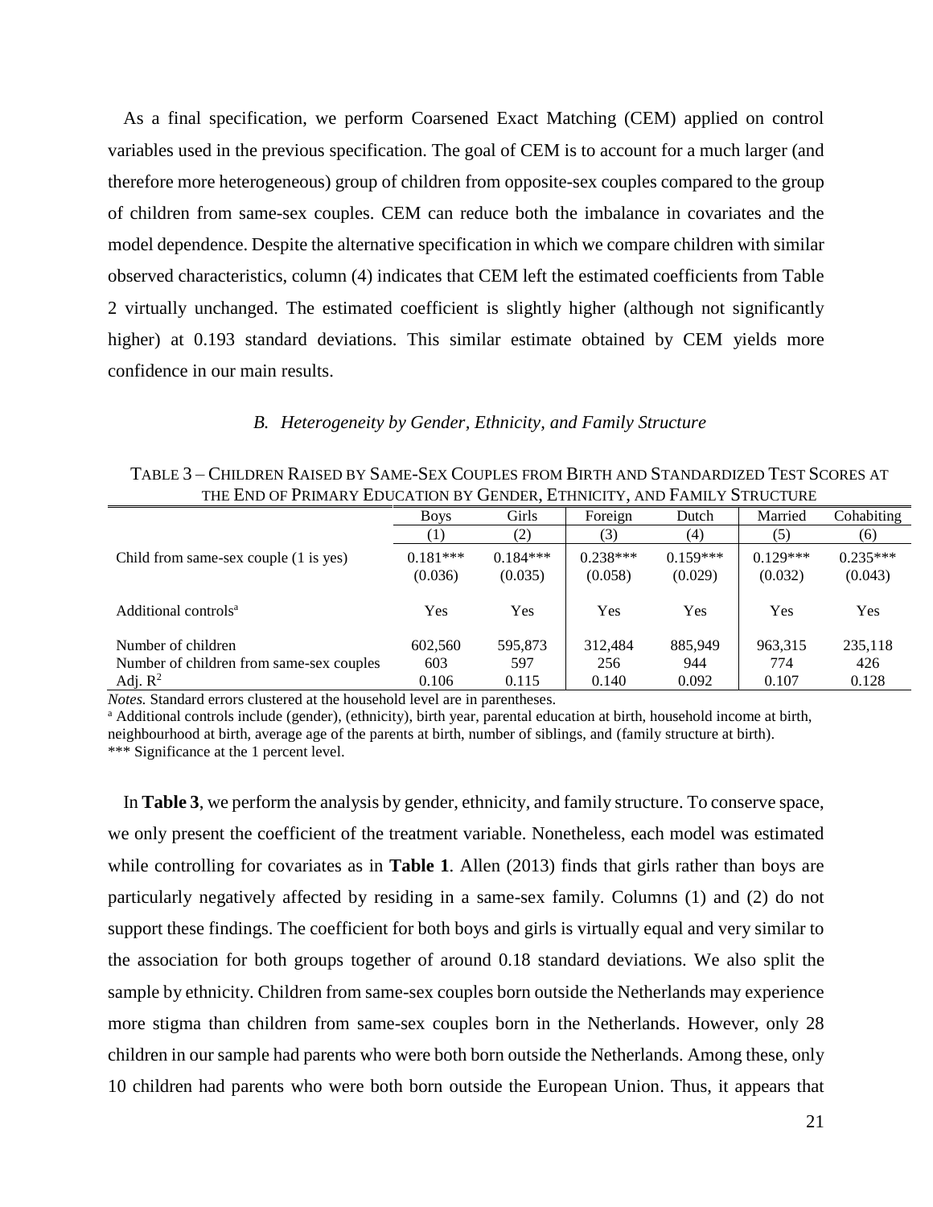As a final specification, we perform Coarsened Exact Matching (CEM) applied on control variables used in the previous specification. The goal of CEM is to account for a much larger (and therefore more heterogeneous) group of children from opposite-sex couples compared to the group of children from same-sex couples. CEM can reduce both the imbalance in covariates and the model dependence. Despite the alternative specification in which we compare children with similar observed characteristics, column (4) indicates that CEM left the estimated coefficients from Table 2 virtually unchanged. The estimated coefficient is slightly higher (although not significantly higher) at 0.193 standard deviations. This similar estimate obtained by CEM yields more confidence in our main results.

### *B. Heterogeneity by Gender, Ethnicity, and Family Structure*

TABLE 3 – CHILDREN RAISED BY SAME-SEX COUPLES FROM BIRTH AND STANDARDIZED TEST SCORES AT THE END OF PRIMARY EDUCATION BY GENDER, ETHNICITY, AND FAMILY STRUCTURE

| | Boys | Girls | Foreign | Dutch | Married | Cohabiting |
|---|---|---|---|---|---|---|
| | (1) | (2) | (3) | (4) | (5) | (6) |
| Child from same-sex couple (1 is yes) | 0.181*** | 0.184*** | 0.238*** | 0.159*** | 0.129*** | 0.235*** |
| | (0.036) | (0.035) | (0.058) | (0.029) | (0.032) | (0.043) |
| Additional controls[a] | Yes | Yes | Yes | Yes | Yes | Yes |
| Number of children | 602,560 | 595,873 | 312,484 | 885,949 | 963,315 | 235,118 |
| Number of children from same-sex couples | 603 | 597 | 256 | 944 | 774 | 426 |
| Adj. $R^2$ | 0.106 | 0.115 | 0.140 | 0.092 | 0.107 | 0.128 |

*Notes.* Standard errors clustered at the household level are in parentheses.
[a] Additional controls include (gender), (ethnicity), birth year, parental education at birth, household income at birth, neighbourhood at birth, average age of the parents at birth, number of siblings, and (family structure at birth).
*** Significance at the 1 percent level.

In **Table 3**, we perform the analysis by gender, ethnicity, and family structure. To conserve space, we only present the coefficient of the treatment variable. Nonetheless, each model was estimated while controlling for covariates as in **Table 1**. Allen (2013) finds that girls rather than boys are particularly negatively affected by residing in a same-sex family. Columns (1) and (2) do not support these findings. The coefficient for both boys and girls is virtually equal and very similar to the association for both groups together of around 0.18 standard deviations. We also split the sample by ethnicity. Children from same-sex couples born outside the Netherlands may experience more stigma than children from same-sex couples born in the Netherlands. However, only 28 children in our sample had parents who were both born outside the Netherlands. Among these, only 10 children had parents who were both born outside the European Union. Thus, it appears that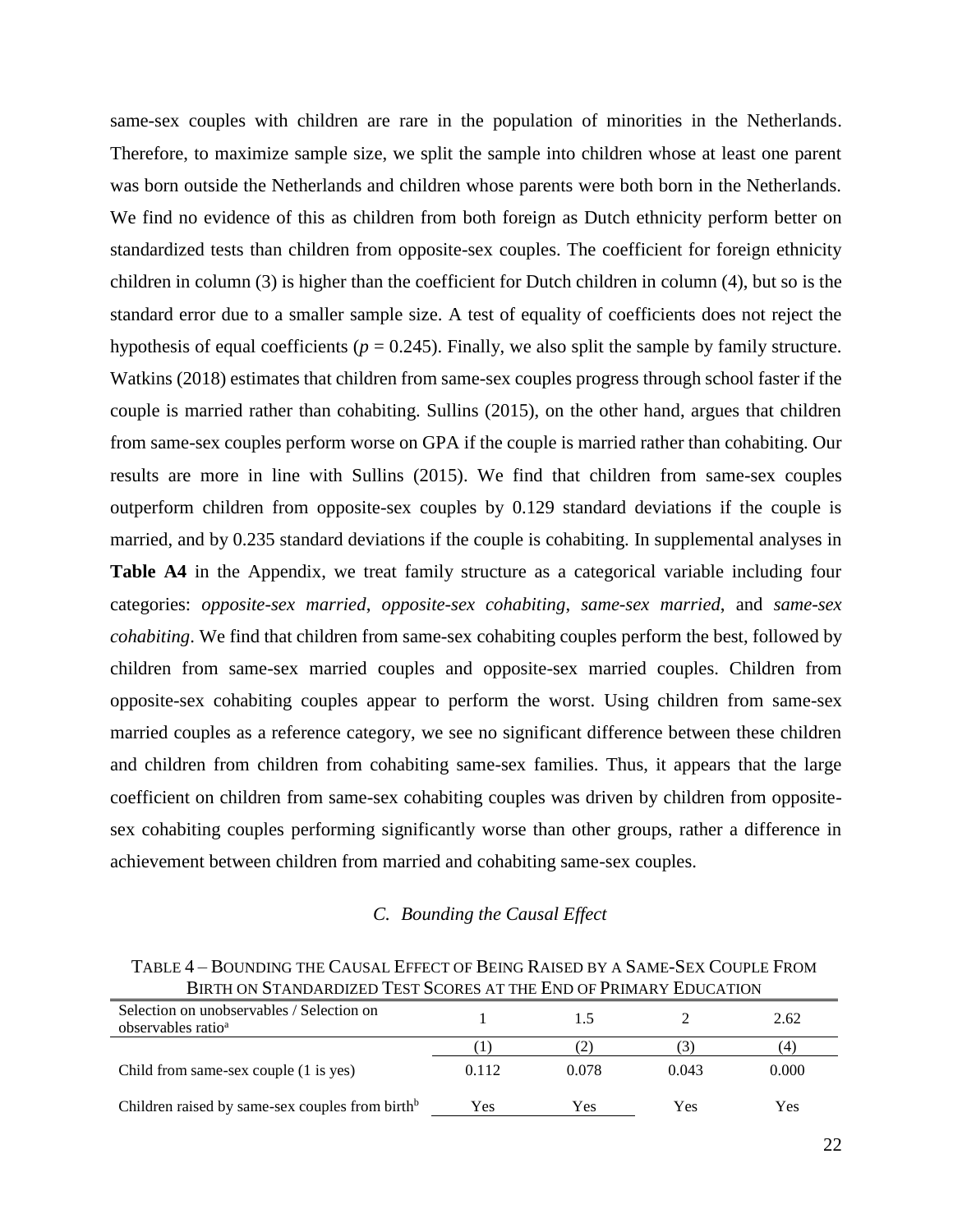same-sex couples with children are rare in the population of minorities in the Netherlands. Therefore, to maximize sample size, we split the sample into children whose at least one parent was born outside the Netherlands and children whose parents were both born in the Netherlands. We find no evidence of this as children from both foreign as Dutch ethnicity perform better on standardized tests than children from opposite-sex couples. The coefficient for foreign ethnicity children in column (3) is higher than the coefficient for Dutch children in column (4), but so is the standard error due to a smaller sample size. A test of equality of coefficients does not reject the hypothesis of equal coefficients ($p$ = 0.245). Finally, we also split the sample by family structure. Watkins (2018) estimates that children from same-sex couples progress through school faster if the couple is married rather than cohabiting. Sullins (2015), on the other hand, argues that children from same-sex couples perform worse on GPA if the couple is married rather than cohabiting. Our results are more in line with Sullins (2015). We find that children from same-sex couples outperform children from opposite-sex couples by 0.129 standard deviations if the couple is married, and by 0.235 standard deviations if the couple is cohabiting. In supplemental analyses in **Table A4** in the Appendix, we treat family structure as a categorical variable including four categories: *opposite-sex married*, *opposite-sex cohabiting*, *same-sex married*, and *same-sex cohabiting*. We find that children from same-sex cohabiting couples perform the best, followed by children from same-sex married couples and opposite-sex married couples. Children from opposite-sex cohabiting couples appear to perform the worst. Using children from same-sex married couples as a reference category, we see no significant difference between these children and children from children from cohabiting same-sex families. Thus, it appears that the large coefficient on children from same-sex cohabiting couples was driven by children from opposite-sex cohabiting couples performing significantly worse than other groups, rather a difference in achievement between children from married and cohabiting same-sex couples.

### *C. Bounding the Causal Effect*

TABLE 4 – BOUNDING THE CAUSAL EFFECT OF BEING RAISED BY A SAME-SEX COUPLE FROM BIRTH ON STANDARDIZED TEST SCORES AT THE END OF PRIMARY EDUCATION

| Selection on unobservables / Selection on observables ratio[a] | 1 | 1.5 | 2 | 2.62 |
|---|---|---|---|---|
| | (1) | (2) | (3) | (4) |
| Child from same-sex couple (1 is yes) | 0.112 | 0.078 | 0.043 | 0.000 |
| Children raised by same-sex couples from birth[b] | Yes | Yes | Yes | Yes |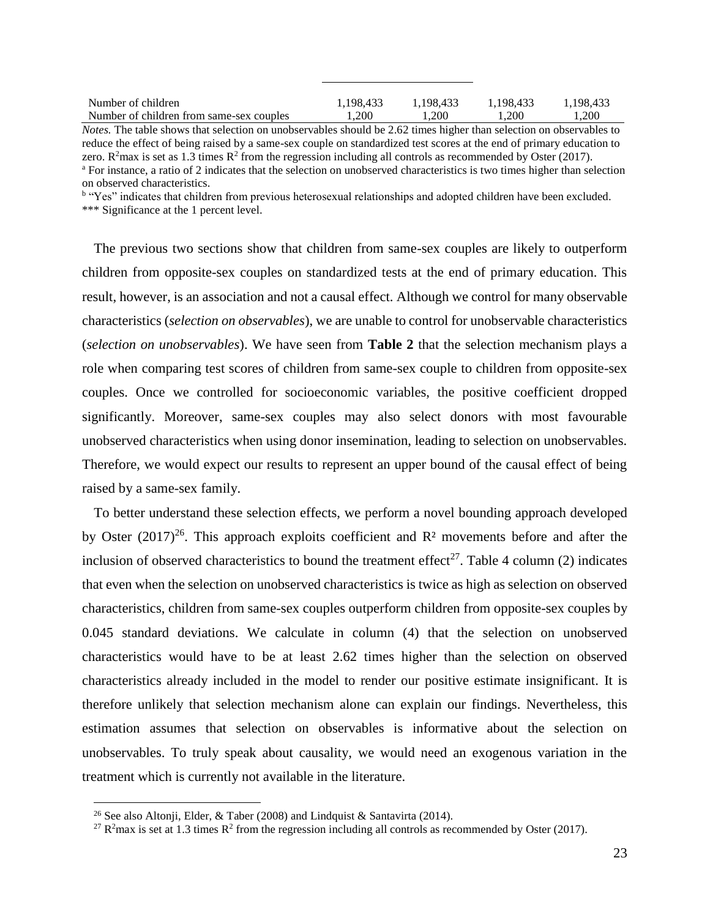| | | | | |
|---|---|---|---|---|
| Number of children | 1,198,433 | 1,198,433 | 1,198,433 | 1,198,433 |
| Number of children from same-sex couples | 1,200 | 1,200 | 1,200 | 1,200 |

*Notes.* The table shows that selection on unobservables should be 2.62 times higher than selection on observables to reduce the effect of being raised by a same-sex couple on standardized test scores at the end of primary education to zero. $R^2$max is set as 1.3 times $R^2$ from the regression including all controls as recommended by Oster (2017).
[a] For instance, a ratio of 2 indicates that the selection on unobserved characteristics is two times higher than selection on observed characteristics.
[b] "Yes" indicates that children from previous heterosexual relationships and adopted children have been excluded.
*** Significance at the 1 percent level.

The previous two sections show that children from same-sex couples are likely to outperform children from opposite-sex couples on standardized tests at the end of primary education. This result, however, is an association and not a causal effect. Although we control for many observable characteristics (*selection on observables*), we are unable to control for unobservable characteristics (*selection on unobservables*). We have seen from **Table 2** that the selection mechanism plays a role when comparing test scores of children from same-sex couple to children from opposite-sex couples. Once we controlled for socioeconomic variables, the positive coefficient dropped significantly. Moreover, same-sex couples may also select donors with most favourable unobserved characteristics when using donor insemination, leading to selection on unobservables. Therefore, we would expect our results to represent an upper bound of the causal effect of being raised by a same-sex family.

To better understand these selection effects, we perform a novel bounding approach developed by Oster (2017)[26]. This approach exploits coefficient and $R^2$ movements before and after the inclusion of observed characteristics to bound the treatment effect[27]. Table 4 column (2) indicates that even when the selection on unobserved characteristics is twice as high as selection on observed characteristics, children from same-sex couples outperform children from opposite-sex couples by 0.045 standard deviations. We calculate in column (4) that the selection on unobserved characteristics would have to be at least 2.62 times higher than the selection on observed characteristics already included in the model to render our positive estimate insignificant. It is therefore unlikely that selection mechanism alone can explain our findings. Nevertheless, this estimation assumes that selection on observables is informative about the selection on unobservables. To truly speak about causality, we would need an exogenous variation in the treatment which is currently not available in the literature.

[26] See also Altonji, Elder, & Taber (2008) and Lindquist & Santavirta (2014).

[27] $R^2$max is set at 1.3 times $R^2$ from the regression including all controls as recommended by Oster (2017).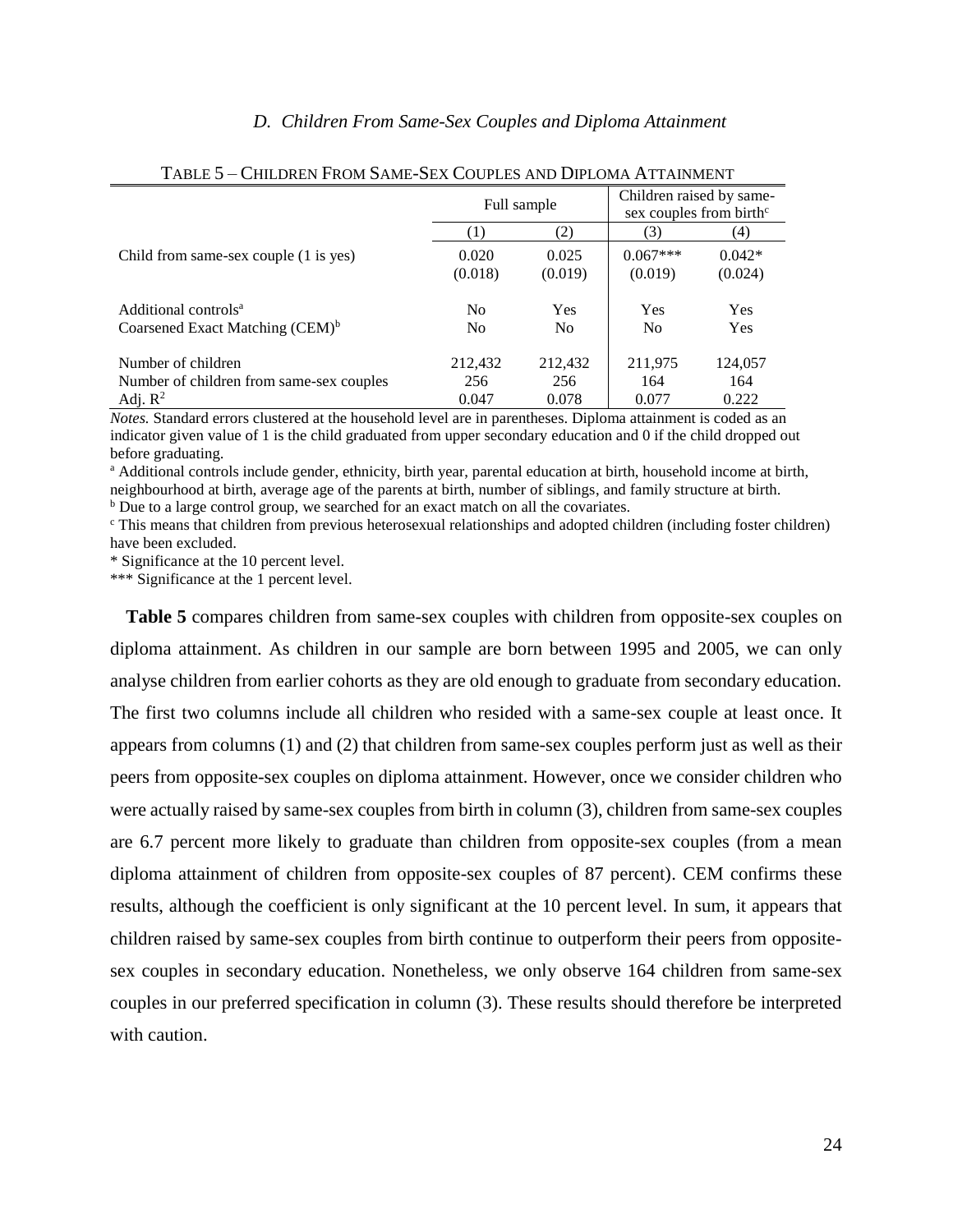### *D. Children From Same-Sex Couples and Diploma Attainment*

TABLE 5 – CHILDREN FROM SAME-SEX COUPLES AND DIPLOMA ATTAINMENT

| | Full sample | | Children raised by same-sex couples from birth[c] | |
|---|---|---|---|---|
| | (1) | (2) | (3) | (4) |
| Child from same-sex couple (1 is yes) | 0.020 | 0.025 | 0.067*** | 0.042* |
| | (0.018) | (0.019) | (0.019) | (0.024) |
| Additional controls[a] | No | Yes | Yes | Yes |
| Coarsened Exact Matching (CEM)[b] | No | No | No | Yes |
| Number of children | 212,432 | 212,432 | 211,975 | 124,057 |
| Number of children from same-sex couples | 256 | 256 | 164 | 164 |
| Adj. $R^2$ | 0.047 | 0.078 | 0.077 | 0.222 |

*Notes.* Standard errors clustered at the household level are in parentheses. Diploma attainment is coded as an indicator given value of 1 is the child graduated from upper secondary education and 0 if the child dropped out before graduating.

[a] Additional controls include gender, ethnicity, birth year, parental education at birth, household income at birth, neighbourhood at birth, average age of the parents at birth, number of siblings, and family structure at birth.

[b] Due to a large control group, we searched for an exact match on all the covariates.

[c] This means that children from previous heterosexual relationships and adopted children (including foster children) have been excluded.

* Significance at the 10 percent level.

*** Significance at the 1 percent level.

**Table 5** compares children from same-sex couples with children from opposite-sex couples on diploma attainment. As children in our sample are born between 1995 and 2005, we can only analyse children from earlier cohorts as they are old enough to graduate from secondary education. The first two columns include all children who resided with a same-sex couple at least once. It appears from columns (1) and (2) that children from same-sex couples perform just as well as their peers from opposite-sex couples on diploma attainment. However, once we consider children who were actually raised by same-sex couples from birth in column (3), children from same-sex couples are 6.7 percent more likely to graduate than children from opposite-sex couples (from a mean diploma attainment of children from opposite-sex couples of 87 percent). CEM confirms these results, although the coefficient is only significant at the 10 percent level. In sum, it appears that children raised by same-sex couples from birth continue to outperform their peers from opposite-sex couples in secondary education. Nonetheless, we only observe 164 children from same-sex couples in our preferred specification in column (3). These results should therefore be interpreted with caution.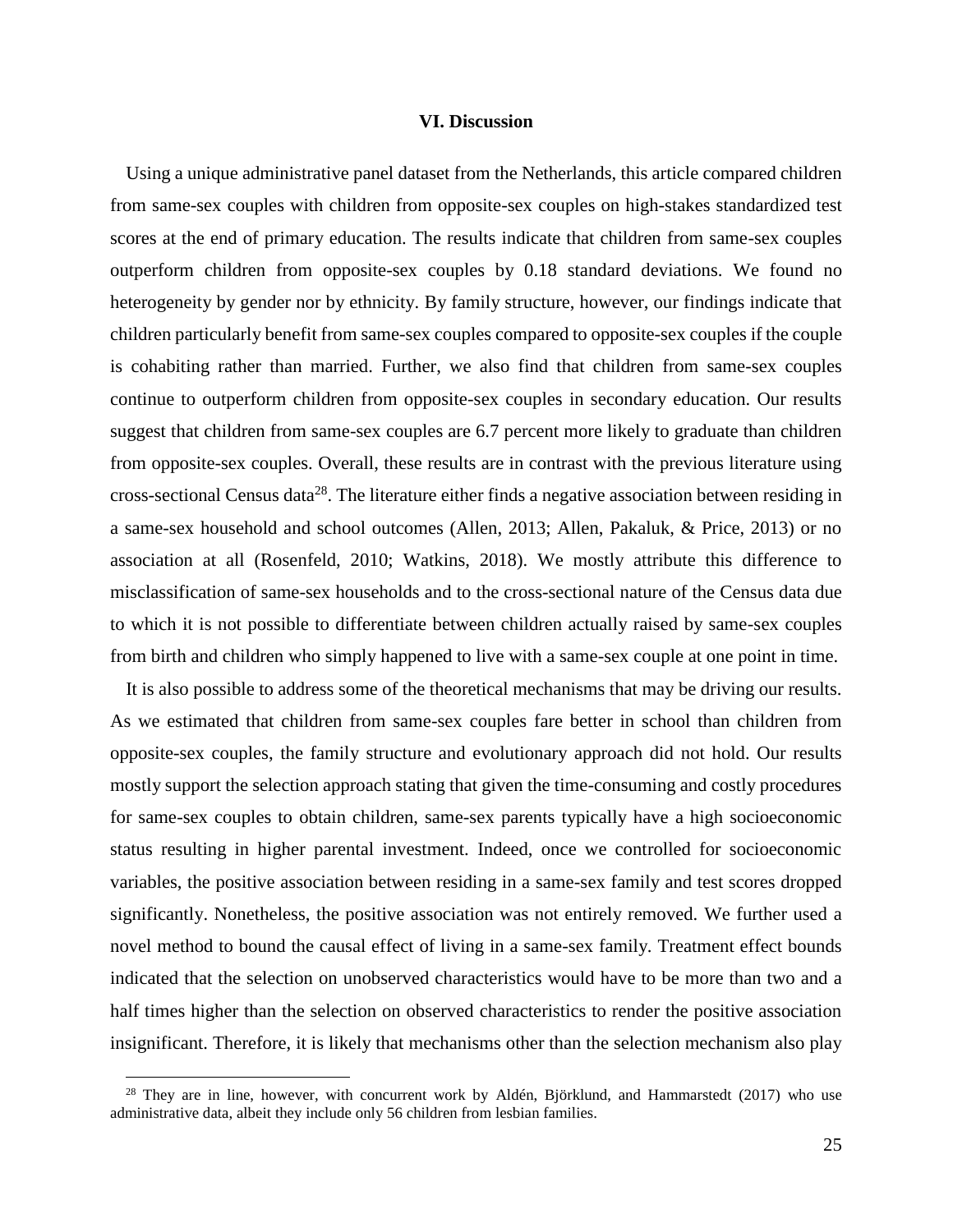## VI. Discussion

Using a unique administrative panel dataset from the Netherlands, this article compared children from same-sex couples with children from opposite-sex couples on high-stakes standardized test scores at the end of primary education. The results indicate that children from same-sex couples outperform children from opposite-sex couples by 0.18 standard deviations. We found no heterogeneity by gender nor by ethnicity. By family structure, however, our findings indicate that children particularly benefit from same-sex couples compared to opposite-sex couples if the couple is cohabiting rather than married. Further, we also find that children from same-sex couples continue to outperform children from opposite-sex couples in secondary education. Our results suggest that children from same-sex couples are 6.7 percent more likely to graduate than children from opposite-sex couples. Overall, these results are in contrast with the previous literature using cross-sectional Census data[28]. The literature either finds a negative association between residing in a same-sex household and school outcomes (Allen, 2013; Allen, Pakaluk, & Price, 2013) or no association at all (Rosenfeld, 2010; Watkins, 2018). We mostly attribute this difference to misclassification of same-sex households and to the cross-sectional nature of the Census data due to which it is not possible to differentiate between children actually raised by same-sex couples from birth and children who simply happened to live with a same-sex couple at one point in time.

It is also possible to address some of the theoretical mechanisms that may be driving our results. As we estimated that children from same-sex couples fare better in school than children from opposite-sex couples, the family structure and evolutionary approach did not hold. Our results mostly support the selection approach stating that given the time-consuming and costly procedures for same-sex couples to obtain children, same-sex parents typically have a high socioeconomic status resulting in higher parental investment. Indeed, once we controlled for socioeconomic variables, the positive association between residing in a same-sex family and test scores dropped significantly. Nonetheless, the positive association was not entirely removed. We further used a novel method to bound the causal effect of living in a same-sex family. Treatment effect bounds indicated that the selection on unobserved characteristics would have to be more than two and a half times higher than the selection on observed characteristics to render the positive association insignificant. Therefore, it is likely that mechanisms other than the selection mechanism also play

[28] They are in line, however, with concurrent work by Aldén, Björklund, and Hammarstedt (2017) who use administrative data, albeit they include only 56 children from lesbian families.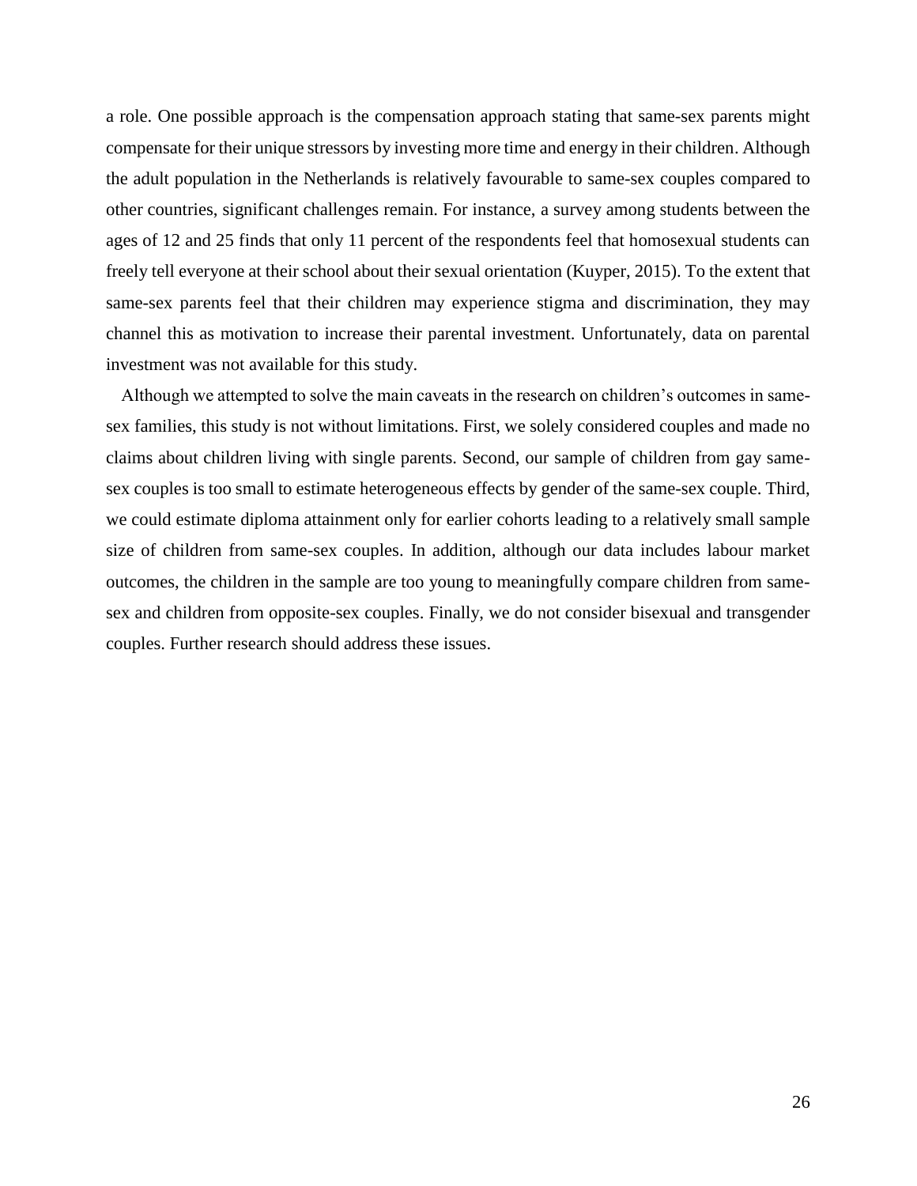a role. One possible approach is the compensation approach stating that same-sex parents might compensate for their unique stressors by investing more time and energy in their children. Although the adult population in the Netherlands is relatively favourable to same-sex couples compared to other countries, significant challenges remain. For instance, a survey among students between the ages of 12 and 25 finds that only 11 percent of the respondents feel that homosexual students can freely tell everyone at their school about their sexual orientation (Kuyper, 2015). To the extent that same-sex parents feel that their children may experience stigma and discrimination, they may channel this as motivation to increase their parental investment. Unfortunately, data on parental investment was not available for this study.

Although we attempted to solve the main caveats in the research on children's outcomes in same-sex families, this study is not without limitations. First, we solely considered couples and made no claims about children living with single parents. Second, our sample of children from gay same-sex couples is too small to estimate heterogeneous effects by gender of the same-sex couple. Third, we could estimate diploma attainment only for earlier cohorts leading to a relatively small sample size of children from same-sex couples. In addition, although our data includes labour market outcomes, the children in the sample are too young to meaningfully compare children from same-sex and children from opposite-sex couples. Finally, we do not consider bisexual and transgender couples. Further research should address these issues.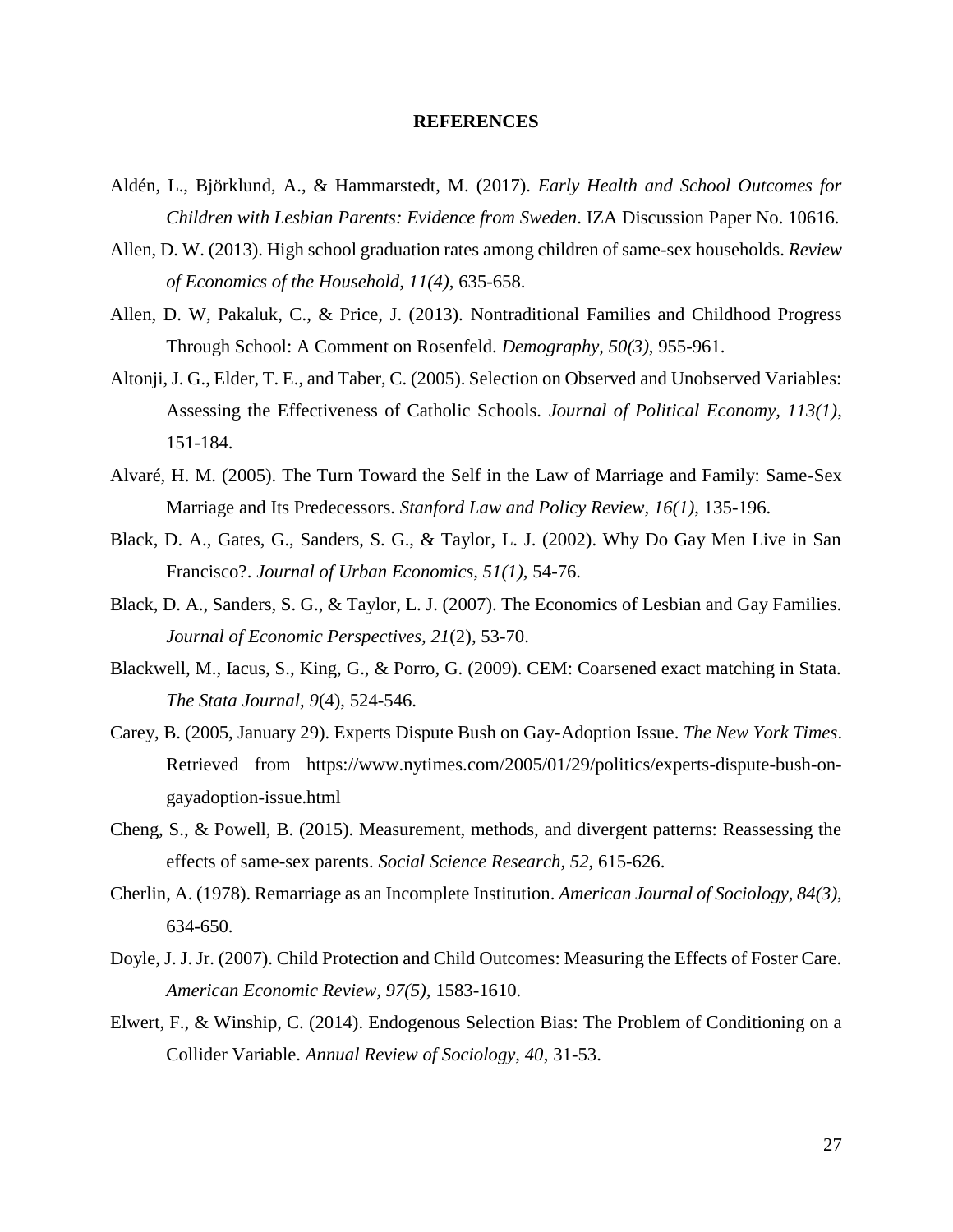**REFERENCES**

Aldén, L., Björklund, A., & Hammarstedt, M. (2017). *Early Health and School Outcomes for Children with Lesbian Parents: Evidence from Sweden*. IZA Discussion Paper No. 10616.

Allen, D. W. (2013). High school graduation rates among children of same-sex households. *Review of Economics of the Household, 11(4)*, 635-658.

Allen, D. W, Pakaluk, C., & Price, J. (2013). Nontraditional Families and Childhood Progress Through School: A Comment on Rosenfeld. *Demography, 50(3)*, 955-961.

Altonji, J. G., Elder, T. E., and Taber, C. (2005). Selection on Observed and Unobserved Variables: Assessing the Effectiveness of Catholic Schools. *Journal of Political Economy, 113(1)*, 151-184.

Alvaré, H. M. (2005). The Turn Toward the Self in the Law of Marriage and Family: Same-Sex Marriage and Its Predecessors. *Stanford Law and Policy Review, 16(1)*, 135-196.

Black, D. A., Gates, G., Sanders, S. G., & Taylor, L. J. (2002). Why Do Gay Men Live in San Francisco?. *Journal of Urban Economics, 51(1)*, 54-76.

Black, D. A., Sanders, S. G., & Taylor, L. J. (2007). The Economics of Lesbian and Gay Families. *Journal of Economic Perspectives, 21*(2), 53-70.

Blackwell, M., Iacus, S., King, G., & Porro, G. (2009). CEM: Coarsened exact matching in Stata. *The Stata Journal, 9*(4), 524-546.

Carey, B. (2005, January 29). Experts Dispute Bush on Gay-Adoption Issue. *The New York Times*. Retrieved from https://www.nytimes.com/2005/01/29/politics/experts-dispute-bush-on-gayadoption-issue.html

Cheng, S., & Powell, B. (2015). Measurement, methods, and divergent patterns: Reassessing the effects of same-sex parents. *Social Science Research, 52*, 615-626.

Cherlin, A. (1978). Remarriage as an Incomplete Institution. *American Journal of Sociology, 84(3)*, 634-650.

Doyle, J. J. Jr. (2007). Child Protection and Child Outcomes: Measuring the Effects of Foster Care. *American Economic Review, 97(5)*, 1583-1610.

Elwert, F., & Winship, C. (2014). Endogenous Selection Bias: The Problem of Conditioning on a Collider Variable. *Annual Review of Sociology, 40*, 31-53.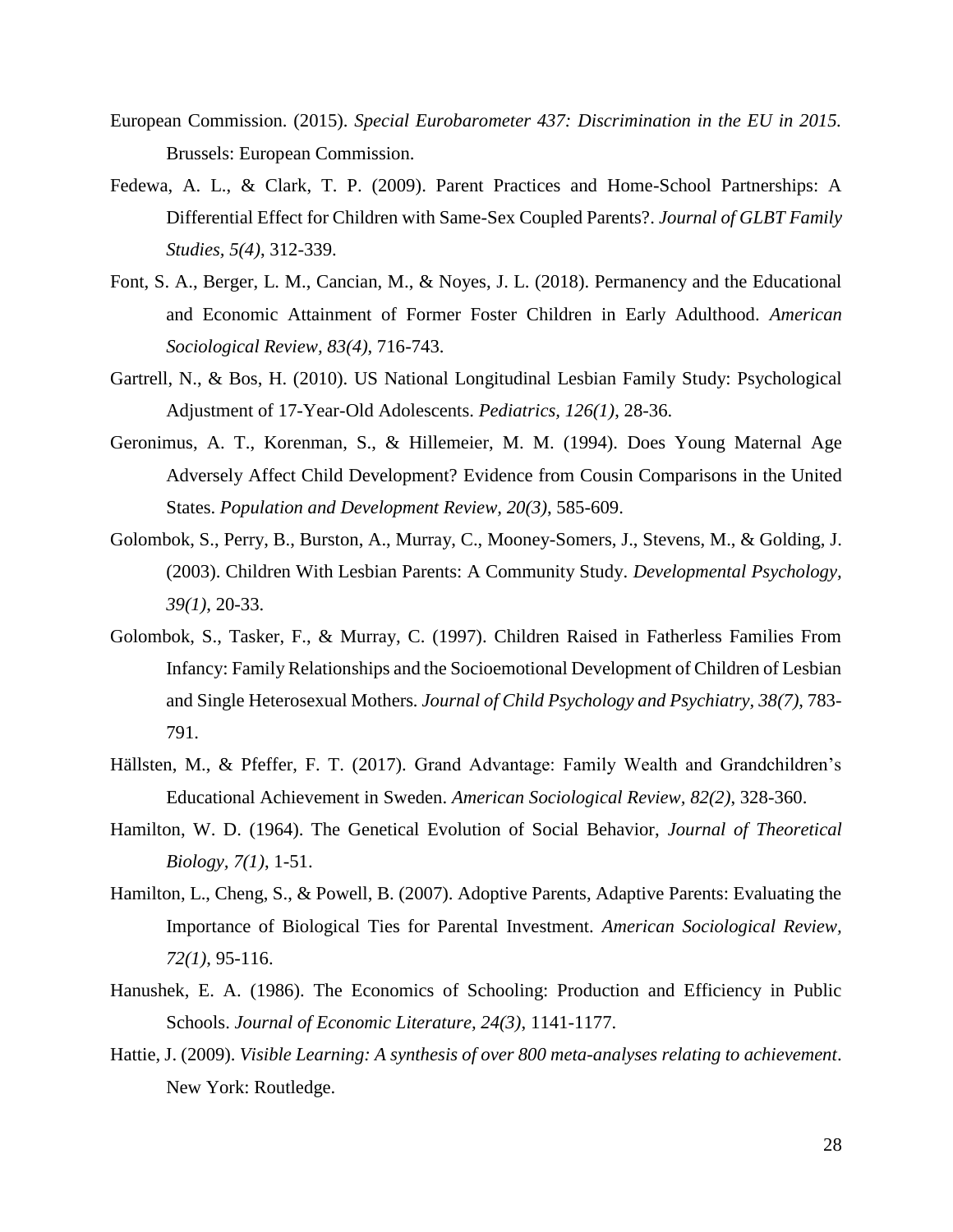European Commission. (2015). *Special Eurobarometer 437: Discrimination in the EU in 2015.* Brussels: European Commission.

Fedewa, A. L., & Clark, T. P. (2009). Parent Practices and Home-School Partnerships: A Differential Effect for Children with Same-Sex Coupled Parents?. *Journal of GLBT Family Studies, 5(4)*, 312-339.

Font, S. A., Berger, L. M., Cancian, M., & Noyes, J. L. (2018). Permanency and the Educational and Economic Attainment of Former Foster Children in Early Adulthood. *American Sociological Review, 83(4)*, 716-743.

Gartrell, N., & Bos, H. (2010). US National Longitudinal Lesbian Family Study: Psychological Adjustment of 17-Year-Old Adolescents. *Pediatrics, 126(1)*, 28-36.

Geronimus, A. T., Korenman, S., & Hillemeier, M. M. (1994). Does Young Maternal Age Adversely Affect Child Development? Evidence from Cousin Comparisons in the United States. *Population and Development Review, 20(3)*, 585-609.

Golombok, S., Perry, B., Burston, A., Murray, C., Mooney-Somers, J., Stevens, M., & Golding, J. (2003). Children With Lesbian Parents: A Community Study. *Developmental Psychology, 39(1)*, 20-33.

Golombok, S., Tasker, F., & Murray, C. (1997). Children Raised in Fatherless Families From Infancy: Family Relationships and the Socioemotional Development of Children of Lesbian and Single Heterosexual Mothers*. Journal of Child Psychology and Psychiatry, 38(7)*, 783-791.

Hällsten, M., & Pfeffer, F. T. (2017). Grand Advantage: Family Wealth and Grandchildren's Educational Achievement in Sweden. *American Sociological Review, 82(2)*, 328-360.

Hamilton, W. D. (1964). The Genetical Evolution of Social Behavior, *Journal of Theoretical Biology, 7(1)*, 1-51.

Hamilton, L., Cheng, S., & Powell, B. (2007). Adoptive Parents, Adaptive Parents: Evaluating the Importance of Biological Ties for Parental Investment. *American Sociological Review, 72(1)*, 95-116.

Hanushek, E. A. (1986). The Economics of Schooling: Production and Efficiency in Public Schools. *Journal of Economic Literature, 24(3)*, 1141-1177.

Hattie, J. (2009). *Visible Learning: A synthesis of over 800 meta-analyses relating to achievement*. New York: Routledge.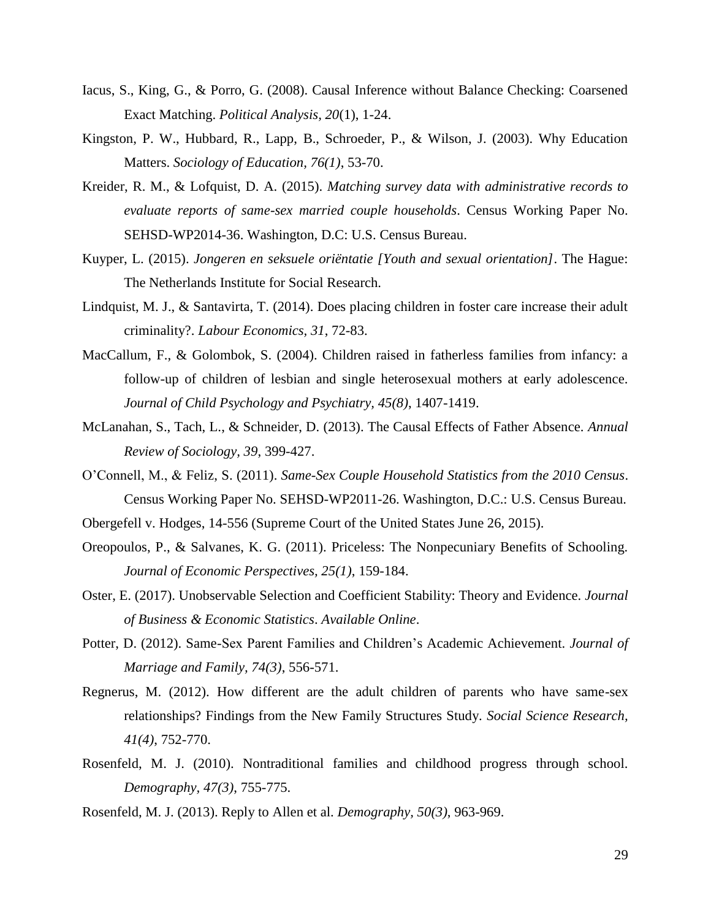Iacus, S., King, G., & Porro, G. (2008). Causal Inference without Balance Checking: Coarsened Exact Matching. *Political Analysis, 20*(1), 1-24.

Kingston, P. W., Hubbard, R., Lapp, B., Schroeder, P., & Wilson, J. (2003). Why Education Matters. *Sociology of Education, 76(1)*, 53-70.

Kreider, R. M., & Lofquist, D. A. (2015). *Matching survey data with administrative records to evaluate reports of same-sex married couple households*. Census Working Paper No. SEHSD-WP2014-36. Washington, D.C: U.S. Census Bureau.

Kuyper, L. (2015). *Jongeren en seksuele oriëntatie [Youth and sexual orientation]*. The Hague: The Netherlands Institute for Social Research.

Lindquist, M. J., & Santavirta, T. (2014). Does placing children in foster care increase their adult criminality?. *Labour Economics, 31*, 72-83.

MacCallum, F., & Golombok, S. (2004). Children raised in fatherless families from infancy: a follow-up of children of lesbian and single heterosexual mothers at early adolescence. *Journal of Child Psychology and Psychiatry, 45(8)*, 1407-1419.

McLanahan, S., Tach, L., & Schneider, D. (2013). The Causal Effects of Father Absence. *Annual Review of Sociology, 39*, 399-427.

O'Connell, M., & Feliz, S. (2011). *Same-Sex Couple Household Statistics from the 2010 Census*. Census Working Paper No. SEHSD-WP2011-26. Washington, D.C.: U.S. Census Bureau.

Obergefell v. Hodges, 14-556 (Supreme Court of the United States June 26, 2015).

Oreopoulos, P., & Salvanes, K. G. (2011). Priceless: The Nonpecuniary Benefits of Schooling. *Journal of Economic Perspectives, 25(1)*, 159-184.

Oster, E. (2017). Unobservable Selection and Coefficient Stability: Theory and Evidence. *Journal of Business & Economic Statistics*. *Available Online*.

Potter, D. (2012). Same-Sex Parent Families and Children's Academic Achievement. *Journal of Marriage and Family, 74(3)*, 556-571.

Regnerus, M. (2012). How different are the adult children of parents who have same-sex relationships? Findings from the New Family Structures Study. *Social Science Research, 41(4)*, 752-770.

Rosenfeld, M. J. (2010). Nontraditional families and childhood progress through school. *Demography, 47(3)*, 755-775.

Rosenfeld, M. J. (2013). Reply to Allen et al. *Demography, 50(3)*, 963-969.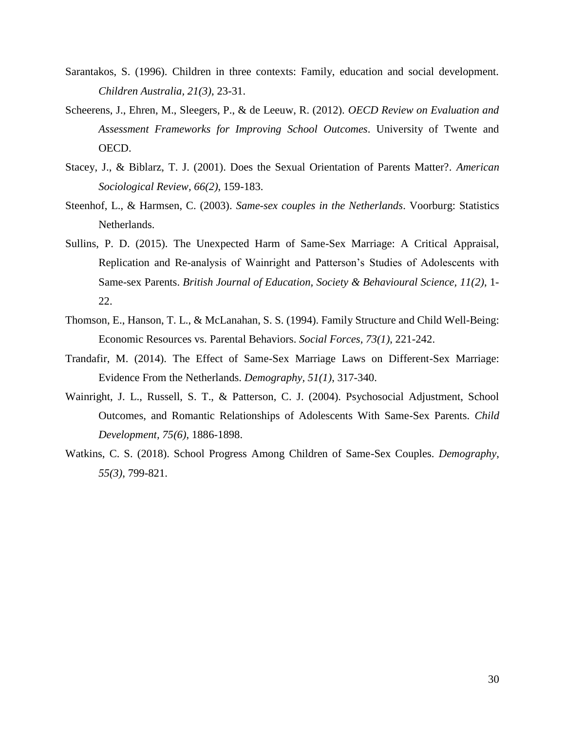Sarantakos, S. (1996). Children in three contexts: Family, education and social development. *Children Australia, 21(3)*, 23-31.

Scheerens, J., Ehren, M., Sleegers, P., & de Leeuw, R. (2012). *OECD Review on Evaluation and Assessment Frameworks for Improving School Outcomes*. University of Twente and OECD.

Stacey, J., & Biblarz, T. J. (2001). Does the Sexual Orientation of Parents Matter?. *American Sociological Review, 66(2)*, 159-183.

Steenhof, L., & Harmsen, C. (2003). *Same-sex couples in the Netherlands*. Voorburg: Statistics Netherlands.

Sullins, P. D. (2015). The Unexpected Harm of Same-Sex Marriage: A Critical Appraisal, Replication and Re-analysis of Wainright and Patterson's Studies of Adolescents with Same-sex Parents. *British Journal of Education, Society & Behavioural Science, 11(2)*, 1-22.

Thomson, E., Hanson, T. L., & McLanahan, S. S. (1994). Family Structure and Child Well-Being: Economic Resources vs. Parental Behaviors. *Social Forces, 73(1)*, 221-242.

Trandafir, M. (2014). The Effect of Same-Sex Marriage Laws on Different-Sex Marriage: Evidence From the Netherlands. *Demography, 51(1)*, 317-340.

Wainright, J. L., Russell, S. T., & Patterson, C. J. (2004). Psychosocial Adjustment, School Outcomes, and Romantic Relationships of Adolescents With Same-Sex Parents. *Child Development, 75(6)*, 1886-1898.

Watkins, C. S. (2018). School Progress Among Children of Same-Sex Couples. *Demography, 55(3)*, 799-821.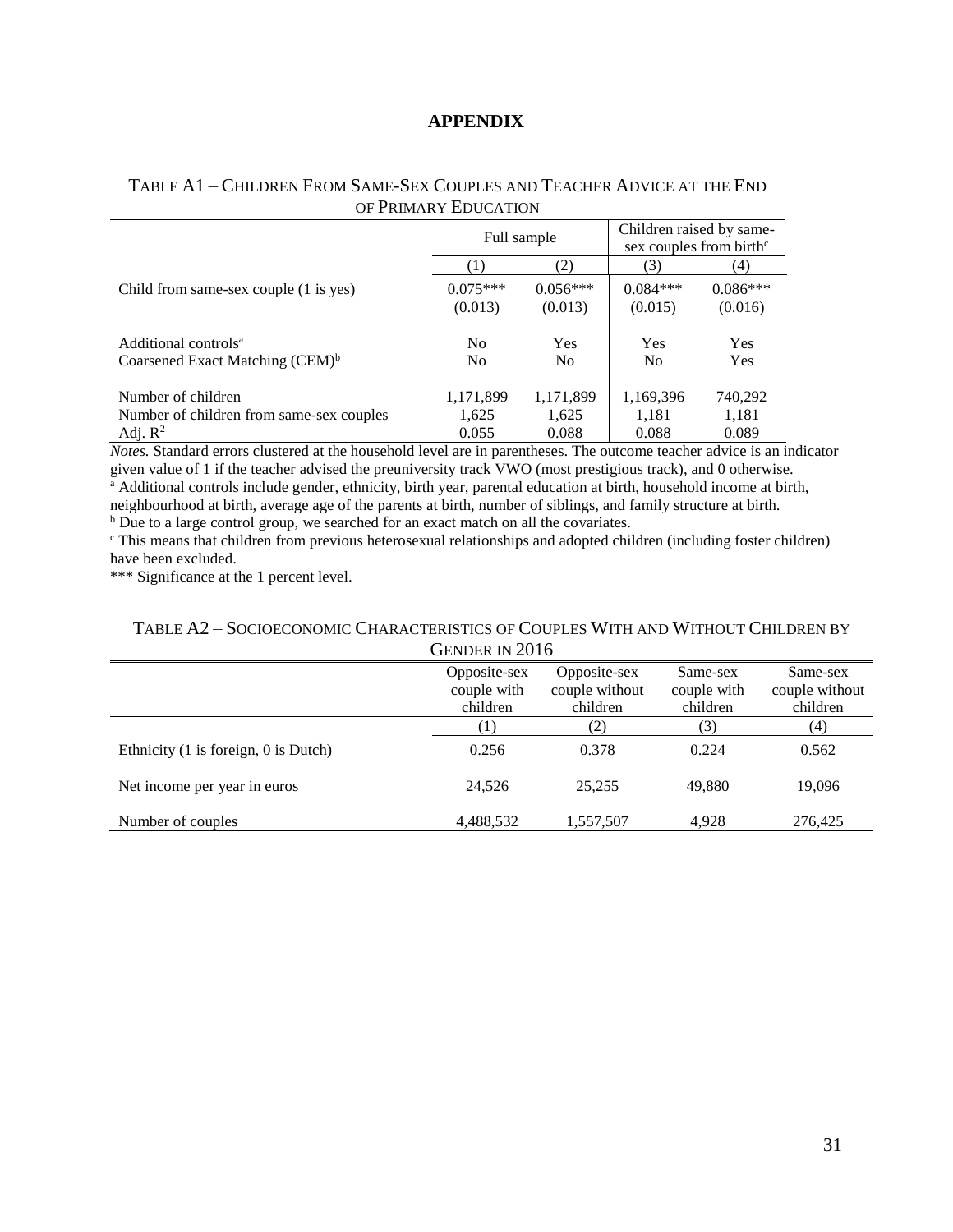# APPENDIX

TABLE A1 – CHILDREN FROM SAME-SEX COUPLES AND TEACHER ADVICE AT THE END OF PRIMARY EDUCATION

| | Full sample | | Children raised by same-sex couples from birth[c] | |
|---|---|---|---|---|
| | (1) | (2) | (3) | (4) |
| Child from same-sex couple (1 is yes) | 0.075*** | 0.056*** | 0.084*** | 0.086*** |
| | (0.013) | (0.013) | (0.015) | (0.016) |
| Additional controls[a] | No | Yes | Yes | Yes |
| Coarsened Exact Matching (CEM)[b] | No | No | No | Yes |
| Number of children | 1,171,899 | 1,171,899 | 1,169,396 | 740,292 |
| Number of children from same-sex couples | 1,625 | 1,625 | 1,181 | 1,181 |
| Adj. $R^2$ | 0.055 | 0.088 | 0.088 | 0.089 |

*Notes.* Standard errors clustered at the household level are in parentheses. The outcome teacher advice is an indicator given value of 1 if the teacher advised the preuniversity track VWO (most prestigious track), and 0 otherwise.
[a] Additional controls include gender, ethnicity, birth year, parental education at birth, household income at birth, neighbourhood at birth, average age of the parents at birth, number of siblings, and family structure at birth.
[b] Due to a large control group, we searched for an exact match on all the covariates.
[c] This means that children from previous heterosexual relationships and adopted children (including foster children) have been excluded.
*** Significance at the 1 percent level.

TABLE A2 – SOCIOECONOMIC CHARACTERISTICS OF COUPLES WITH AND WITHOUT CHILDREN BY GENDER IN 2016

| | Opposite-sex couple with children | Opposite-sex couple without children | Same-sex couple with children | Same-sex couple without children |
|---|---|---|---|---|
| | (1) | (2) | (3) | (4) |
| Ethnicity (1 is foreign, 0 is Dutch) | 0.256 | 0.378 | 0.224 | 0.562 |
| Net income per year in euros | 24,526 | 25,255 | 49,880 | 19,096 |
| Number of couples | 4,488,532 | 1,557,507 | 4,928 | 276,425 |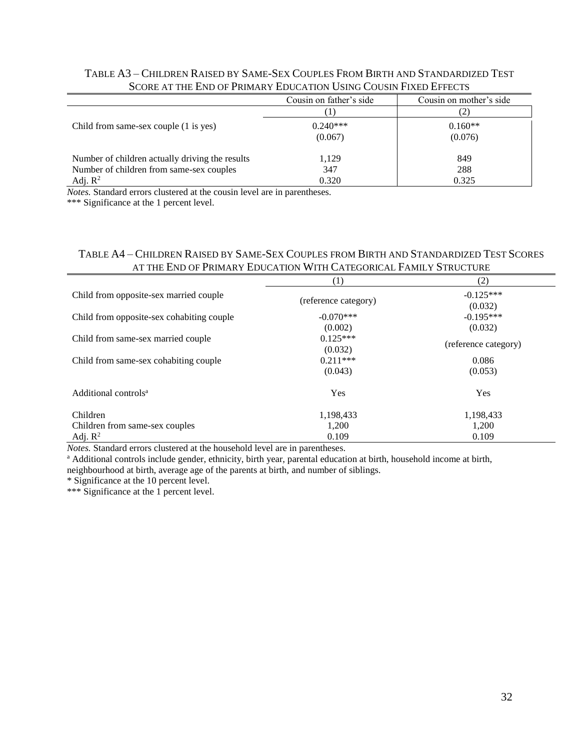TABLE A3 – CHILDREN RAISED BY SAME-SEX COUPLES FROM BIRTH AND STANDARDIZED TEST SCORE AT THE END OF PRIMARY EDUCATION USING COUSIN FIXED EFFECTS

| | Cousin on father's side | Cousin on mother's side |
|---|---|---|
| | (1) | (2) |
| Child from same-sex couple (1 is yes) | 0.240*** | 0.160** |
| | (0.067) | (0.076) |
| Number of children actually driving the results | 1,129 | 849 |
| Number of children from same-sex couples | 347 | 288 |
| Adj. $R^2$ | 0.320 | 0.325 |

*Notes.* Standard errors clustered at the cousin level are in parentheses.
*** Significance at the 1 percent level.

TABLE A4 – CHILDREN RAISED BY SAME-SEX COUPLES FROM BIRTH AND STANDARDIZED TEST SCORES AT THE END OF PRIMARY EDUCATION WITH CATEGORICAL FAMILY STRUCTURE

| | (1) | (2) |
|---|---|---|
| Child from opposite-sex married couple | (reference category) | -0.125*** |
| | | (0.032) |
| Child from opposite-sex cohabiting couple | -0.070*** | -0.195*** |
| | (0.002) | (0.032) |
| Child from same-sex married couple | 0.125*** | (reference category) |
| | (0.032) | |
| Child from same-sex cohabiting couple | 0.211*** | 0.086 |
| | (0.043) | (0.053) |
| Additional controls[a] | Yes | Yes |
| Children | 1,198,433 | 1,198,433 |
| Children from same-sex couples | 1,200 | 1,200 |
| Adj. $R^2$ | 0.109 | 0.109 |

*Notes.* Standard errors clustered at the household level are in parentheses.
[a] Additional controls include gender, ethnicity, birth year, parental education at birth, household income at birth, neighbourhood at birth, average age of the parents at birth, and number of siblings.
* Significance at the 10 percent level.
*** Significance at the 1 percent level.